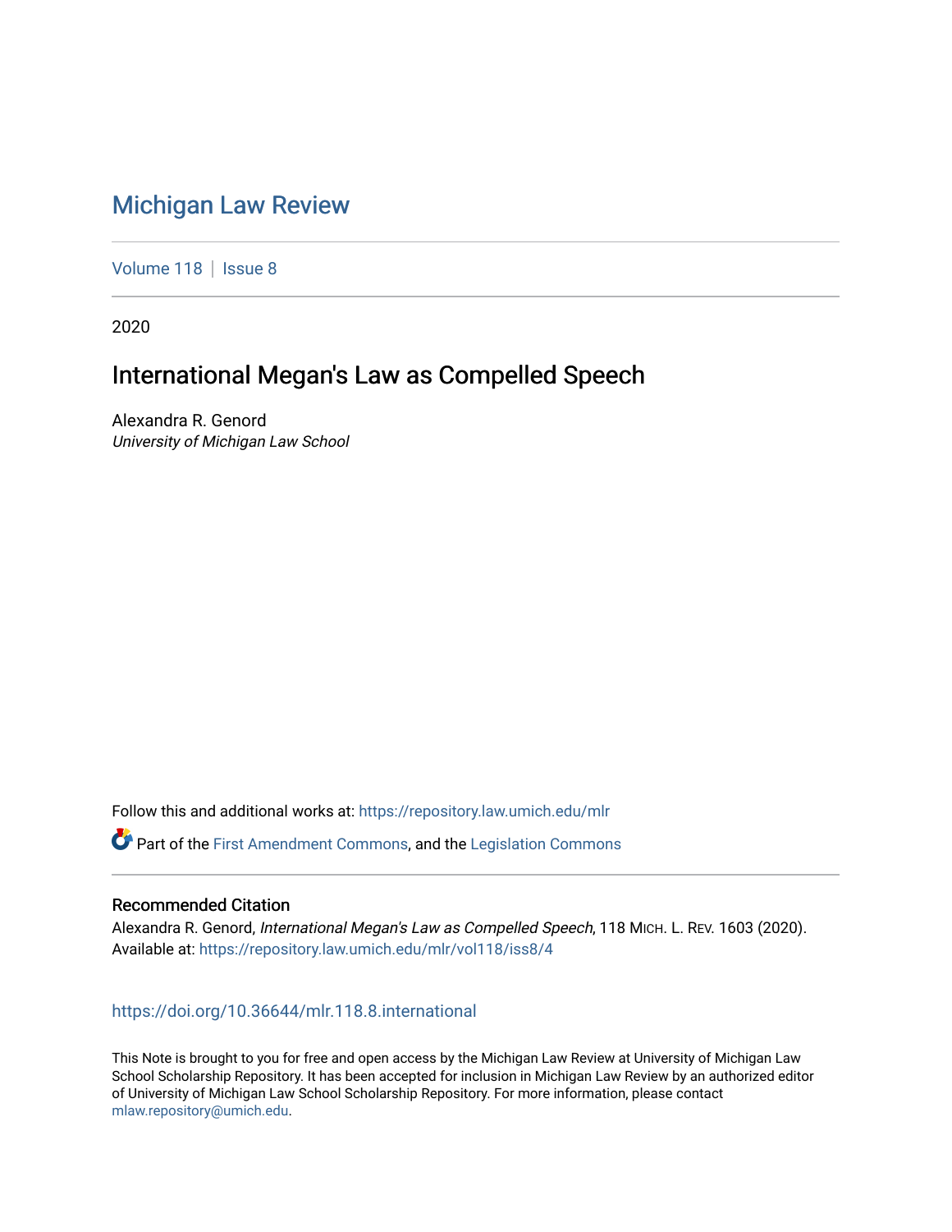# Michigan Law Review

Volume 118 | Issue 8

2020

## International Megan's Law as Compelled Speech

Alexandra R. Genord
*University of Michigan Law School*

Follow this and additional works at: https://repository.law.umich.edu/mlr

Part of the First Amendment Commons, and the Legislation Commons

### Recommended Citation

Alexandra R. Genord, *International Megan's Law as Compelled Speech*, 118 MICH. L. REV. 1603 (2020).
Available at: https://repository.law.umich.edu/mlr/vol118/iss8/4

https://doi.org/10.36644/mlr.118.8.international

This Note is brought to you for free and open access by the Michigan Law Review at University of Michigan Law School Scholarship Repository. It has been accepted for inclusion in Michigan Law Review by an authorized editor of University of Michigan Law School Scholarship Repository. For more information, please contact mlaw.repository@umich.edu.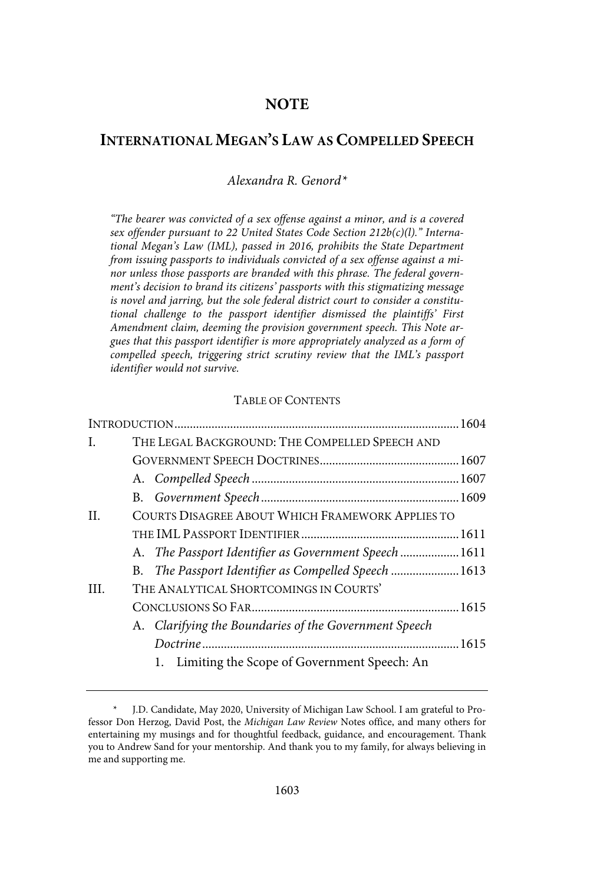# NOTE

## INTERNATIONAL MEGAN'S LAW AS COMPELLED SPEECH

*Alexandra R. Genord\**

*"The bearer was convicted of a sex offense against a minor, and is a covered sex offender pursuant to 22 United States Code Section 212b(c)(l)." International Megan's Law (IML), passed in 2016, prohibits the State Department from issuing passports to individuals convicted of a sex offense against a minor unless those passports are branded with this phrase. The federal government's decision to brand its citizens' passports with this stigmatizing message is novel and jarring, but the sole federal district court to consider a constitutional challenge to the passport identifier dismissed the plaintiffs' First Amendment claim, deeming the provision government speech. This Note argues that this passport identifier is more appropriately analyzed as a form of compelled speech, triggering strict scrutiny review that the IML's passport identifier would not survive.*

TABLE OF CONTENTS

INTRODUCTION .......... 1604

I. THE LEGAL BACKGROUND: THE COMPELLED SPEECH AND GOVERNMENT SPEECH DOCTRINES .......... 1607
   - A. *Compelled Speech* .......... 1607
   - B. *Government Speech* .......... 1609

II. COURTS DISAGREE ABOUT WHICH FRAMEWORK APPLIES TO THE IML PASSPORT IDENTIFIER .......... 1611
   - A. *The Passport Identifier as Government Speech* .......... 1611
   - B. *The Passport Identifier as Compelled Speech* .......... 1613

III. THE ANALYTICAL SHORTCOMINGS IN COURTS' CONCLUSIONS SO FAR .......... 1615
   - A. *Clarifying the Boundaries of the Government Speech Doctrine* .......... 1615
      1. Limiting the Scope of Government Speech: An

\* J.D. Candidate, May 2020, University of Michigan Law School. I am grateful to Professor Don Herzog, David Post, the *Michigan Law Review* Notes office, and many others for entertaining my musings and for thoughtful feedback, guidance, and encouragement. Thank you to Andrew Sand for your mentorship. And thank you to my family, for always believing in me and supporting me.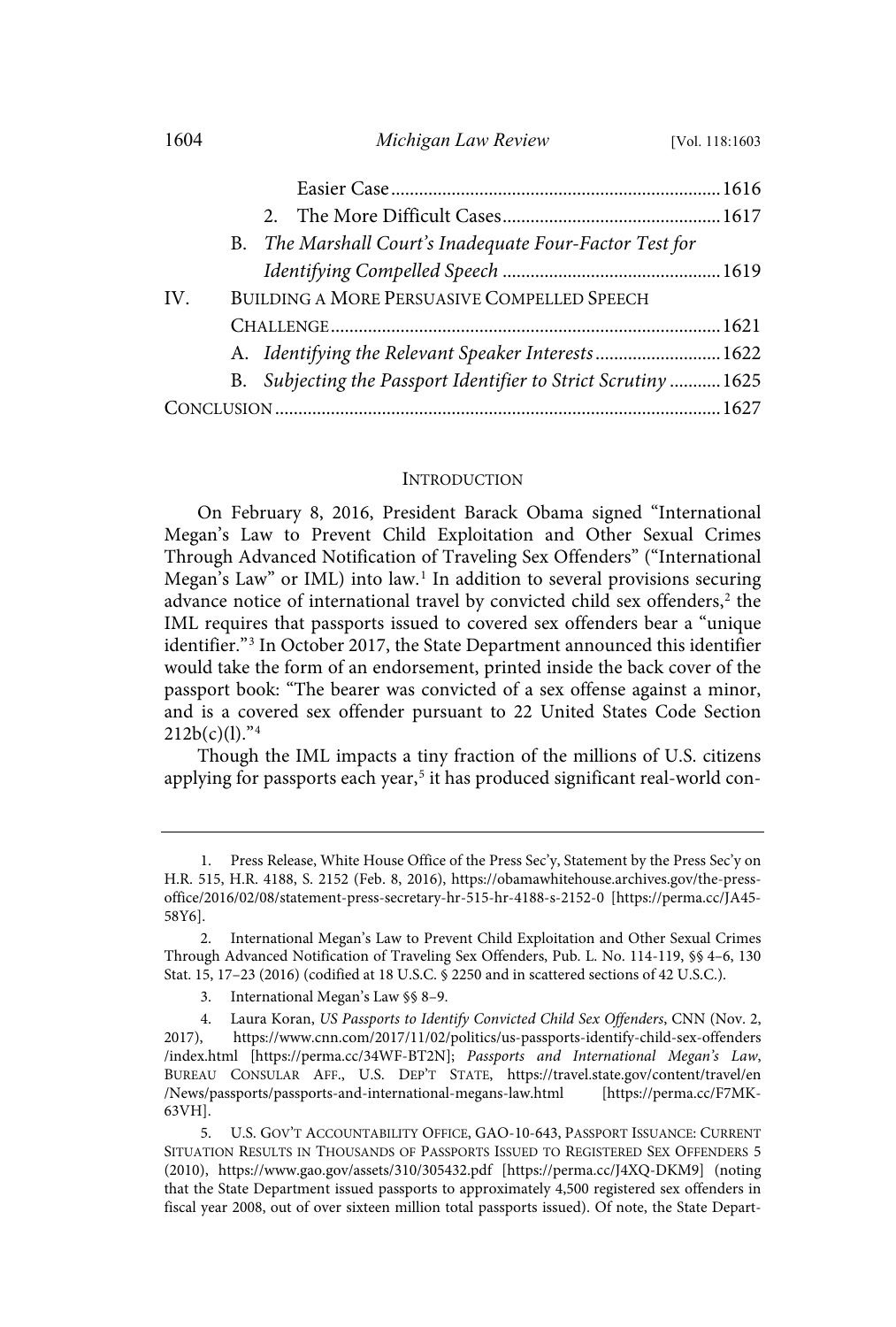Easier Case ....................................................................... 1616

2. The More Difficult Cases ............................................... 1617

B. *The Marshall Court's Inadequate Four-Factor Test for Identifying Compelled Speech* ............................................... 1619

IV. BUILDING A MORE PERSUASIVE COMPELLED SPEECH CHALLENGE ................................................................................... 1621

A. *Identifying the Relevant Speaker Interests* ........................... 1622

B. *Subjecting the Passport Identifier to Strict Scrutiny* ........... 1625

CONCLUSION ............................................................................................. 1627

## INTRODUCTION

On February 8, 2016, President Barack Obama signed "International Megan's Law to Prevent Child Exploitation and Other Sexual Crimes Through Advanced Notification of Traveling Sex Offenders" ("International Megan's Law" or IML) into law.[1] In addition to several provisions securing advance notice of international travel by convicted child sex offenders,[2] the IML requires that passports issued to covered sex offenders bear a "unique identifier."[3] In October 2017, the State Department announced this identifier would take the form of an endorsement, printed inside the back cover of the passport book: "The bearer was convicted of a sex offense against a minor, and is a covered sex offender pursuant to 22 United States Code Section 212b(c)(l)."[4]

Though the IML impacts a tiny fraction of the millions of U.S. citizens applying for passports each year,[5] it has produced significant real-world con-

---

1. Press Release, White House Office of the Press Sec'y, Statement by the Press Sec'y on H.R. 515, H.R. 4188, S. 2152 (Feb. 8, 2016), https://obamawhitehouse.archives.gov/the-press-office/2016/02/08/statement-press-secretary-hr-515-hr-4188-s-2152-0 [https://perma.cc/JA45-58Y6].

2. International Megan's Law to Prevent Child Exploitation and Other Sexual Crimes Through Advanced Notification of Traveling Sex Offenders, Pub. L. No. 114-119, §§ 4–6, 130 Stat. 15, 17–23 (2016) (codified at 18 U.S.C. § 2250 and in scattered sections of 42 U.S.C.).

3. International Megan's Law §§ 8–9.

4. Laura Koran, *US Passports to Identify Convicted Child Sex Offenders*, CNN (Nov. 2, 2017), https://www.cnn.com/2017/11/02/politics/us-passports-identify-child-sex-offenders/index.html [https://perma.cc/34WF-BT2N]; *Passports and International Megan's Law*, BUREAU CONSULAR AFF., U.S. DEP'T STATE, https://travel.state.gov/content/travel/en/News/passports/passports-and-international-megans-law.html [https://perma.cc/F7MK-63VH].

5. U.S. GOV'T ACCOUNTABILITY OFFICE, GAO-10-643, PASSPORT ISSUANCE: CURRENT SITUATION RESULTS IN THOUSANDS OF PASSPORTS ISSUED TO REGISTERED SEX OFFENDERS 5 (2010), https://www.gao.gov/assets/310/305432.pdf [https://perma.cc/J4XQ-DKM9] (noting that the State Department issued passports to approximately 4,500 registered sex offenders in fiscal year 2008, out of over sixteen million total passports issued). Of note, the State Depart-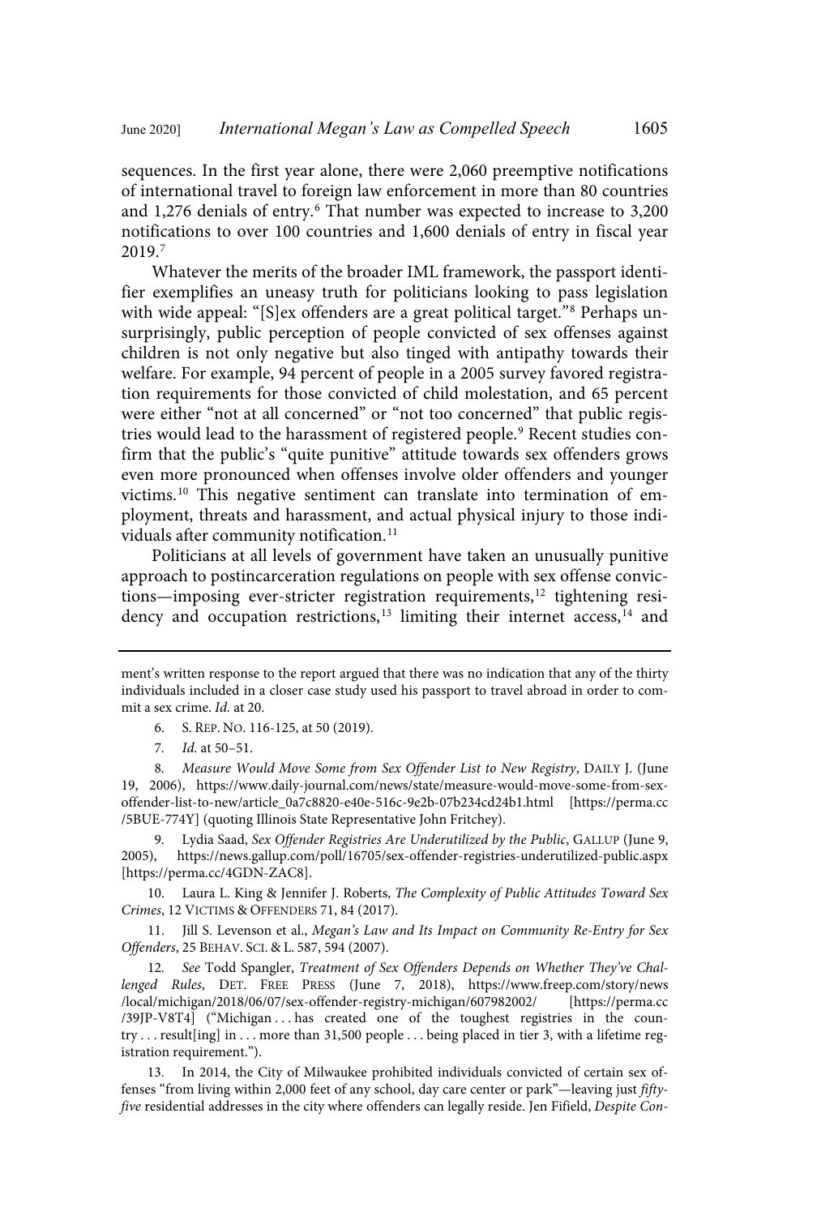sequences. In the first year alone, there were 2,060 preemptive notifications of international travel to foreign law enforcement in more than 80 countries and 1,276 denials of entry.[6] That number was expected to increase to 3,200 notifications to over 100 countries and 1,600 denials of entry in fiscal year 2019.[7]

Whatever the merits of the broader IML framework, the passport identifier exemplifies an uneasy truth for politicians looking to pass legislation with wide appeal: "[S]ex offenders are a great political target."[8] Perhaps unsurprisingly, public perception of people convicted of sex offenses against children is not only negative but also tinged with antipathy towards their welfare. For example, 94 percent of people in a 2005 survey favored registration requirements for those convicted of child molestation, and 65 percent were either "not at all concerned" or "not too concerned" that public registries would lead to the harassment of registered people.[9] Recent studies confirm that the public's "quite punitive" attitude towards sex offenders grows even more pronounced when offenses involve older offenders and younger victims.[10] This negative sentiment can translate into termination of employment, threats and harassment, and actual physical injury to those individuals after community notification.[11]

Politicians at all levels of government have taken an unusually punitive approach to postincarceration regulations on people with sex offense convictions—imposing ever-stricter registration requirements,[12] tightening residency and occupation restrictions,[13] limiting their internet access,[14] and

---

ment's written response to the report argued that there was no indication that any of the thirty individuals included in a closer case study used his passport to travel abroad in order to commit a sex crime. *Id.* at 20.

6. S. REP. NO. 116-125, at 50 (2019).

7. *Id.* at 50–51.

8. *Measure Would Move Some from Sex Offender List to New Registry*, DAILY J. (June 19, 2006), https://www.daily-journal.com/news/state/measure-would-move-some-from-sex-offender-list-to-new/article_0a7c8820-e40e-516c-9e2b-07b234cd24b1.html [https://perma.cc/5BUE-774Y] (quoting Illinois State Representative John Fritchey).

9. Lydia Saad, *Sex Offender Registries Are Underutilized by the Public*, GALLUP (June 9, 2005), https://news.gallup.com/poll/16705/sex-offender-registries-underutilized-public.aspx [https://perma.cc/4GDN-ZAC8].

10. Laura L. King & Jennifer J. Roberts, *The Complexity of Public Attitudes Toward Sex Crimes*, 12 VICTIMS & OFFENDERS 71, 84 (2017).

11. Jill S. Levenson et al., *Megan's Law and Its Impact on Community Re-Entry for Sex Offenders*, 25 BEHAV. SCI. & L. 587, 594 (2007).

12. *See* Todd Spangler, *Treatment of Sex Offenders Depends on Whether They've Challenged Rules*, DET. FREE PRESS (June 7, 2018), https://www.freep.com/story/news/local/michigan/2018/06/07/sex-offender-registry-michigan/607982002/ [https://perma.cc/39JP-V8T4] ("Michigan . . . has created one of the toughest registries in the country . . . result[ing] in . . . more than 31,500 people . . . being placed in tier 3, with a lifetime registration requirement.").

13. In 2014, the City of Milwaukee prohibited individuals convicted of certain sex offenses "from living within 2,000 feet of any school, day care center or park"—leaving just *fifty-five* residential addresses in the city where offenders can legally reside. Jen Fifield, *Despite Con-*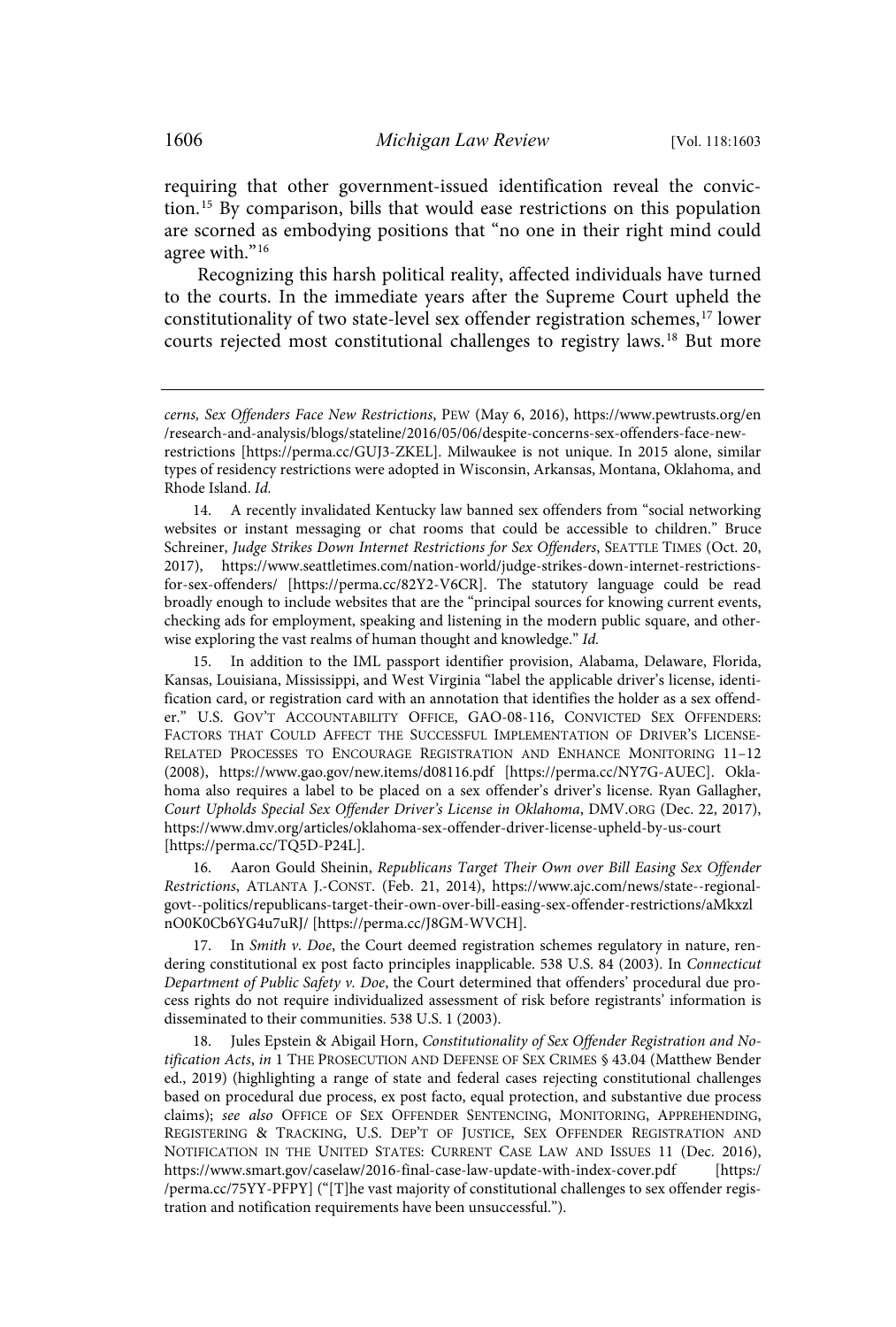requiring that other government-issued identification reveal the conviction.[15] By comparison, bills that would ease restrictions on this population are scorned as embodying positions that "no one in their right mind could agree with."[16]

Recognizing this harsh political reality, affected individuals have turned to the courts. In the immediate years after the Supreme Court upheld the constitutionality of two state-level sex offender registration schemes,[17] lower courts rejected most constitutional challenges to registry laws.[18] But more

---

cerns, *Sex Offenders Face New Restrictions*, PEW (May 6, 2016), https://www.pewtrusts.org/en/research-and-analysis/blogs/stateline/2016/05/06/despite-concerns-sex-offenders-face-new-restrictions [https://perma.cc/GUJ3-ZKEL]. Milwaukee is not unique. In 2015 alone, similar types of residency restrictions were adopted in Wisconsin, Arkansas, Montana, Oklahoma, and Rhode Island. *Id.*

14. A recently invalidated Kentucky law banned sex offenders from "social networking websites or instant messaging or chat rooms that could be accessible to children." Bruce Schreiner, *Judge Strikes Down Internet Restrictions for Sex Offenders*, SEATTLE TIMES (Oct. 20, 2017), https://www.seattletimes.com/nation-world/judge-strikes-down-internet-restrictions-for-sex-offenders/ [https://perma.cc/82Y2-V6CR]. The statutory language could be read broadly enough to include websites that are the "principal sources for knowing current events, checking ads for employment, speaking and listening in the modern public square, and otherwise exploring the vast realms of human thought and knowledge." *Id.*

15. In addition to the IML passport identifier provision, Alabama, Delaware, Florida, Kansas, Louisiana, Mississippi, and West Virginia "label the applicable driver's license, identification card, or registration card with an annotation that identifies the holder as a sex offender." U.S. GOV'T ACCOUNTABILITY OFFICE, GAO-08-116, CONVICTED SEX OFFENDERS: FACTORS THAT COULD AFFECT THE SUCCESSFUL IMPLEMENTATION OF DRIVER'S LICENSE-RELATED PROCESSES TO ENCOURAGE REGISTRATION AND ENHANCE MONITORING 11–12 (2008), https://www.gao.gov/new.items/d08116.pdf [https://perma.cc/NY7G-AUEC]. Oklahoma also requires a label to be placed on a sex offender's driver's license. Ryan Gallagher, *Court Upholds Special Sex Offender Driver's License in Oklahoma*, DMV.ORG (Dec. 22, 2017), https://www.dmv.org/articles/oklahoma-sex-offender-driver-license-upheld-by-us-court [https://perma.cc/TQ5D-P24L].

16. Aaron Gould Sheinin, *Republicans Target Their Own over Bill Easing Sex Offender Restrictions*, ATLANTA J.-CONST. (Feb. 21, 2014), https://www.ajc.com/news/state--regional-govt--politics/republicans-target-their-own-over-bill-easing-sex-offender-restrictions/aMkzxlnO0K0Cb6YG4u7uRJ/ [https://perma.cc/J8GM-WVCH].

17. In *Smith v. Doe*, the Court deemed registration schemes regulatory in nature, rendering constitutional ex post facto principles inapplicable. 538 U.S. 84 (2003). In *Connecticut Department of Public Safety v. Doe*, the Court determined that offenders' procedural due process rights do not require individualized assessment of risk before registrants' information is disseminated to their communities. 538 U.S. 1 (2003).

18. Jules Epstein & Abigail Horn, *Constitutionality of Sex Offender Registration and Notification Acts*, *in* 1 THE PROSECUTION AND DEFENSE OF SEX CRIMES § 43.04 (Matthew Bender ed., 2019) (highlighting a range of state and federal cases rejecting constitutional challenges based on procedural due process, ex post facto, equal protection, and substantive due process claims); *see also* OFFICE OF SEX OFFENDER SENTENCING, MONITORING, APPREHENDING, REGISTERING & TRACKING, U.S. DEP'T OF JUSTICE, SEX OFFENDER REGISTRATION AND NOTIFICATION IN THE UNITED STATES: CURRENT CASE LAW AND ISSUES 11 (Dec. 2016), https://www.smart.gov/caselaw/2016-final-case-law-update-with-index-cover.pdf [https://perma.cc/75YY-PFPY] ("[T]he vast majority of constitutional challenges to sex offender registration and notification requirements have been unsuccessful.").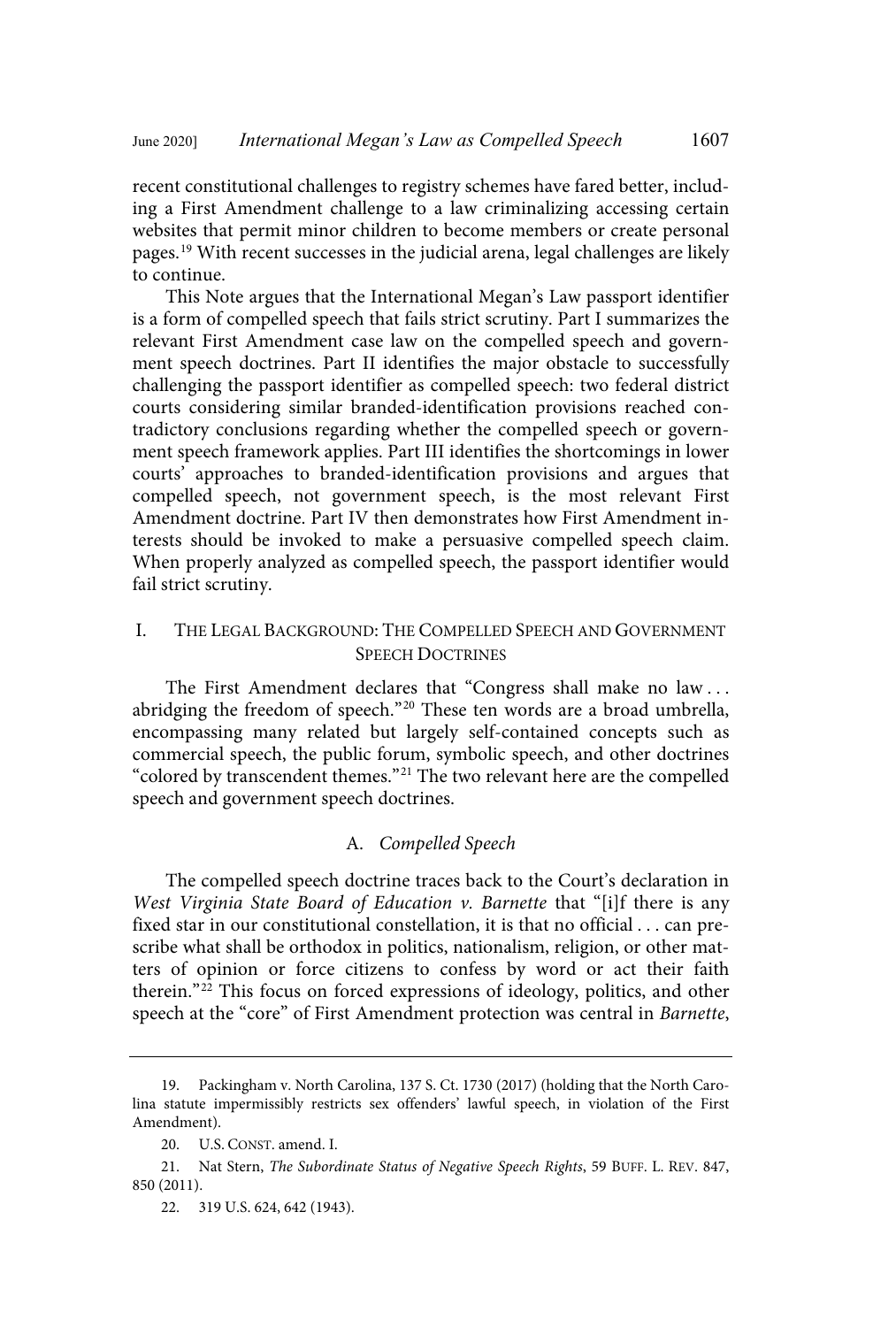recent constitutional challenges to registry schemes have fared better, including a First Amendment challenge to a law criminalizing accessing certain websites that permit minor children to become members or create personal pages.[19] With recent successes in the judicial arena, legal challenges are likely to continue.

This Note argues that the International Megan's Law passport identifier is a form of compelled speech that fails strict scrutiny. Part I summarizes the relevant First Amendment case law on the compelled speech and government speech doctrines. Part II identifies the major obstacle to successfully challenging the passport identifier as compelled speech: two federal district courts considering similar branded-identification provisions reached contradictory conclusions regarding whether the compelled speech or government speech framework applies. Part III identifies the shortcomings in lower courts' approaches to branded-identification provisions and argues that compelled speech, not government speech, is the most relevant First Amendment doctrine. Part IV then demonstrates how First Amendment interests should be invoked to make a persuasive compelled speech claim. When properly analyzed as compelled speech, the passport identifier would fail strict scrutiny.

## I. THE LEGAL BACKGROUND: THE COMPELLED SPEECH AND GOVERNMENT SPEECH DOCTRINES

The First Amendment declares that "Congress shall make no law . . . abridging the freedom of speech."[20] These ten words are a broad umbrella, encompassing many related but largely self-contained concepts such as commercial speech, the public forum, symbolic speech, and other doctrines "colored by transcendent themes."[21] The two relevant here are the compelled speech and government speech doctrines.

### A. *Compelled Speech*

The compelled speech doctrine traces back to the Court's declaration in *West Virginia State Board of Education v. Barnette* that "[i]f there is any fixed star in our constitutional constellation, it is that no official . . . can prescribe what shall be orthodox in politics, nationalism, religion, or other matters of opinion or force citizens to confess by word or act their faith therein."[22] This focus on forced expressions of ideology, politics, and other speech at the "core" of First Amendment protection was central in *Barnette*,

---

19. Packingham v. North Carolina, 137 S. Ct. 1730 (2017) (holding that the North Carolina statute impermissibly restricts sex offenders' lawful speech, in violation of the First Amendment).

20. U.S. CONST. amend. I.

21. Nat Stern, *The Subordinate Status of Negative Speech Rights*, 59 BUFF. L. REV. 847, 850 (2011).

22. 319 U.S. 624, 642 (1943).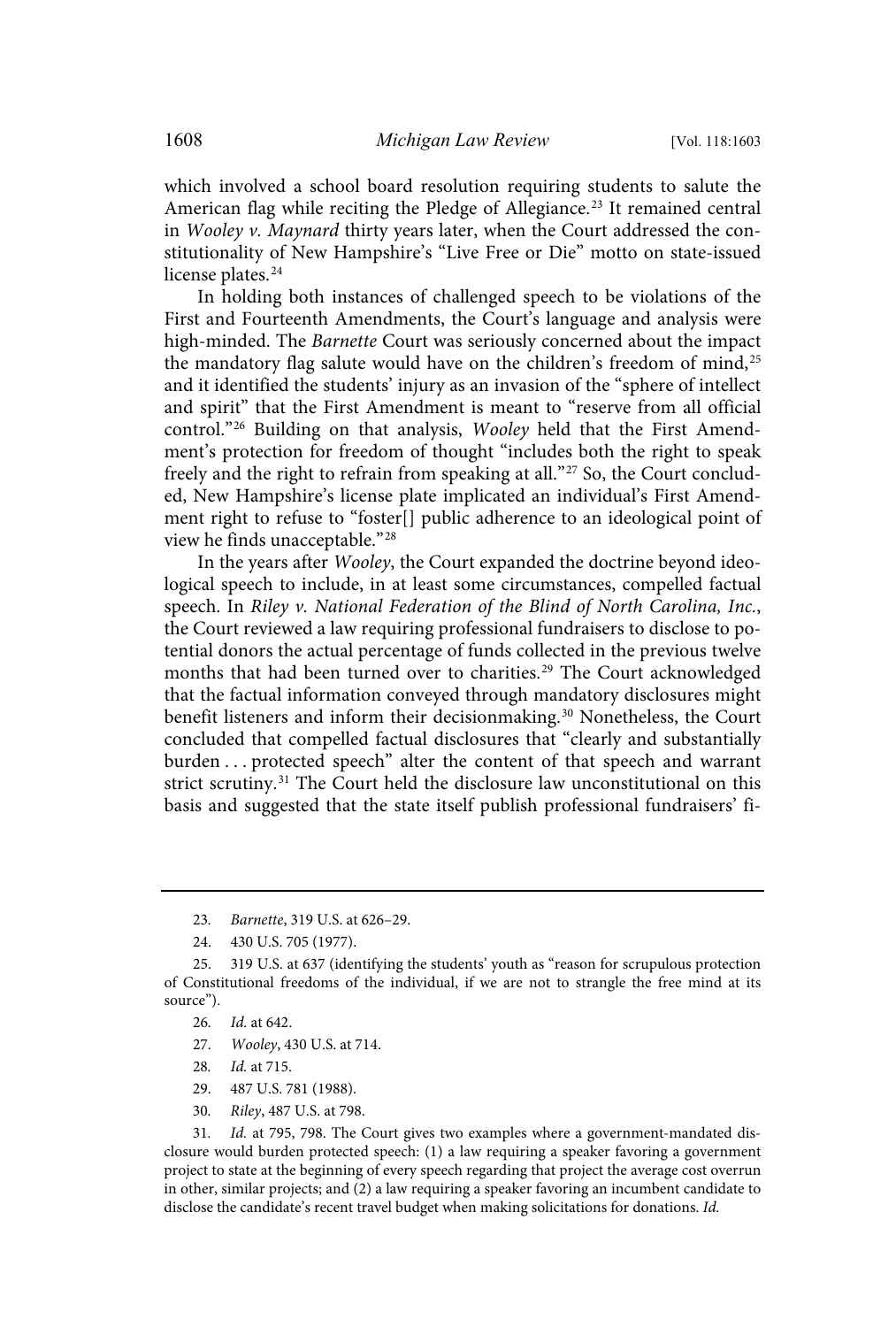which involved a school board resolution requiring students to salute the American flag while reciting the Pledge of Allegiance.[23] It remained central in *Wooley v. Maynard* thirty years later, when the Court addressed the constitutionality of New Hampshire's "Live Free or Die" motto on state-issued license plates.[24]

In holding both instances of challenged speech to be violations of the First and Fourteenth Amendments, the Court's language and analysis were high-minded. The *Barnette* Court was seriously concerned about the impact the mandatory flag salute would have on the children's freedom of mind,[25] and it identified the students' injury as an invasion of the "sphere of intellect and spirit" that the First Amendment is meant to "reserve from all official control."[26] Building on that analysis, *Wooley* held that the First Amendment's protection for freedom of thought "includes both the right to speak freely and the right to refrain from speaking at all."[27] So, the Court concluded, New Hampshire's license plate implicated an individual's First Amendment right to refuse to "foster[] public adherence to an ideological point of view he finds unacceptable."[28]

In the years after *Wooley*, the Court expanded the doctrine beyond ideological speech to include, in at least some circumstances, compelled factual speech. In *Riley v. National Federation of the Blind of North Carolina, Inc.*, the Court reviewed a law requiring professional fundraisers to disclose to potential donors the actual percentage of funds collected in the previous twelve months that had been turned over to charities.[29] The Court acknowledged that the factual information conveyed through mandatory disclosures might benefit listeners and inform their decisionmaking.[30] Nonetheless, the Court concluded that compelled factual disclosures that "clearly and substantially burden . . . protected speech" alter the content of that speech and warrant strict scrutiny.[31] The Court held the disclosure law unconstitutional on this basis and suggested that the state itself publish professional fundraisers' fi-

---

23. *Barnette*, 319 U.S. at 626–29.

24. 430 U.S. 705 (1977).

25. 319 U.S. at 637 (identifying the students' youth as "reason for scrupulous protection of Constitutional freedoms of the individual, if we are not to strangle the free mind at its source").

26. *Id.* at 642.

27. *Wooley*, 430 U.S. at 714.

28. *Id.* at 715.

29. 487 U.S. 781 (1988).

30. *Riley*, 487 U.S. at 798.

31. *Id.* at 795, 798. The Court gives two examples where a government-mandated disclosure would burden protected speech: (1) a law requiring a speaker favoring a government project to state at the beginning of every speech regarding that project the average cost overrun in other, similar projects; and (2) a law requiring a speaker favoring an incumbent candidate to disclose the candidate's recent travel budget when making solicitations for donations. *Id.*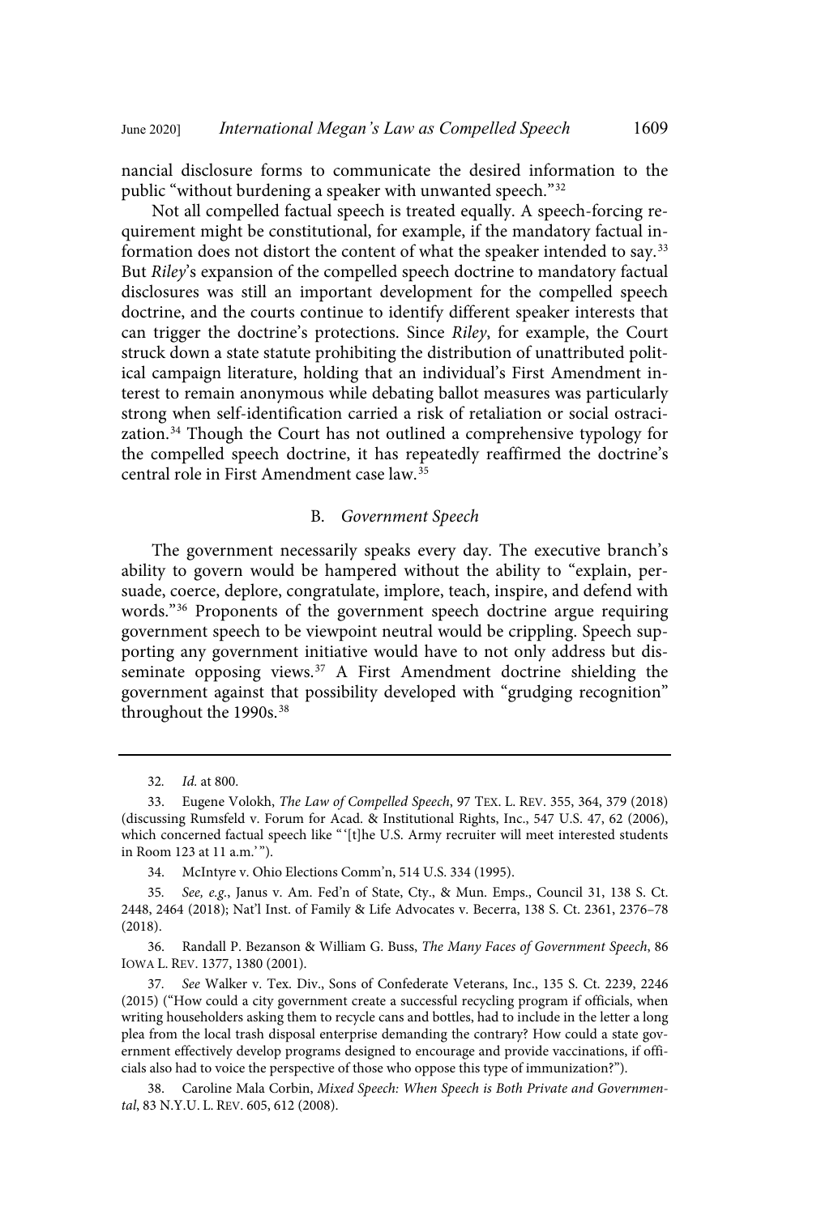nancial disclosure forms to communicate the desired information to the public "without burdening a speaker with unwanted speech."[32]

Not all compelled factual speech is treated equally. A speech-forcing requirement might be constitutional, for example, if the mandatory factual information does not distort the content of what the speaker intended to say.[33] But *Riley*'s expansion of the compelled speech doctrine to mandatory factual disclosures was still an important development for the compelled speech doctrine, and the courts continue to identify different speaker interests that can trigger the doctrine's protections. Since *Riley*, for example, the Court struck down a state statute prohibiting the distribution of unattributed political campaign literature, holding that an individual's First Amendment interest to remain anonymous while debating ballot measures was particularly strong when self-identification carried a risk of retaliation or social ostracization.[34] Though the Court has not outlined a comprehensive typology for the compelled speech doctrine, it has repeatedly reaffirmed the doctrine's central role in First Amendment case law.[35]

### B. *Government Speech*

The government necessarily speaks every day. The executive branch's ability to govern would be hampered without the ability to "explain, persuade, coerce, deplore, congratulate, implore, teach, inspire, and defend with words."[36] Proponents of the government speech doctrine argue requiring government speech to be viewpoint neutral would be crippling. Speech supporting any government initiative would have to not only address but disseminate opposing views.[37] A First Amendment doctrine shielding the government against that possibility developed with "grudging recognition" throughout the 1990s.[38]

---

32. *Id.* at 800.

33. Eugene Volokh, *The Law of Compelled Speech*, 97 TEX. L. REV. 355, 364, 379 (2018) (discussing Rumsfeld v. Forum for Acad. & Institutional Rights, Inc., 547 U.S. 47, 62 (2006), which concerned factual speech like "'[t]he U.S. Army recruiter will meet interested students in Room 123 at 11 a.m.'").

34. McIntyre v. Ohio Elections Comm'n, 514 U.S. 334 (1995).

35. *See, e.g.*, Janus v. Am. Fed'n of State, Cty., & Mun. Emps., Council 31, 138 S. Ct. 2448, 2464 (2018); Nat'l Inst. of Family & Life Advocates v. Becerra, 138 S. Ct. 2361, 2376–78 (2018).

36. Randall P. Bezanson & William G. Buss, *The Many Faces of Government Speech*, 86 IOWA L. REV. 1377, 1380 (2001).

37. *See* Walker v. Tex. Div., Sons of Confederate Veterans, Inc., 135 S. Ct. 2239, 2246 (2015) ("How could a city government create a successful recycling program if officials, when writing householders asking them to recycle cans and bottles, had to include in the letter a long plea from the local trash disposal enterprise demanding the contrary? How could a state government effectively develop programs designed to encourage and provide vaccinations, if officials also had to voice the perspective of those who oppose this type of immunization?").

38. Caroline Mala Corbin, *Mixed Speech: When Speech is Both Private and Governmental*, 83 N.Y.U. L. REV. 605, 612 (2008).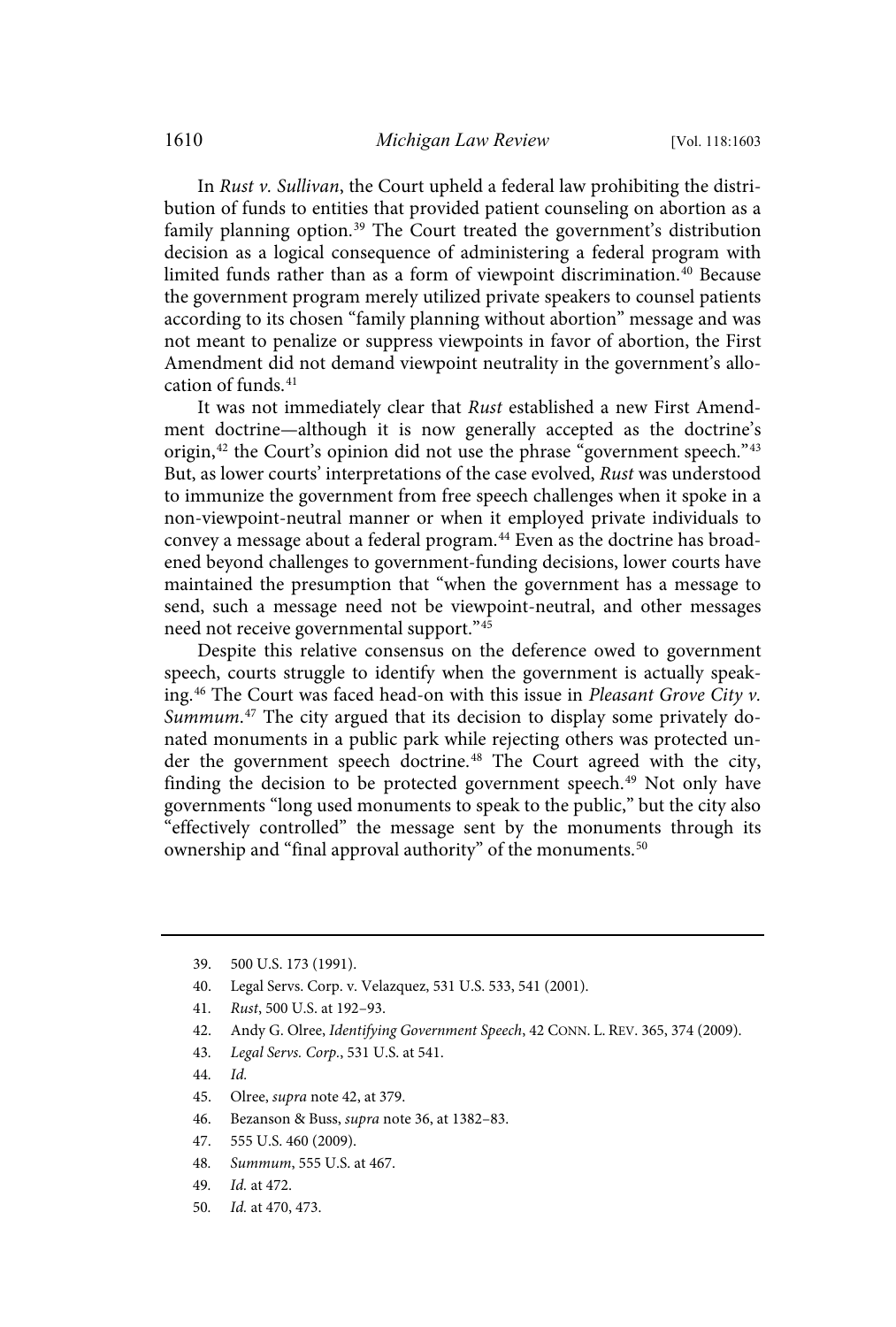In *Rust v. Sullivan*, the Court upheld a federal law prohibiting the distribution of funds to entities that provided patient counseling on abortion as a family planning option.[39] The Court treated the government's distribution decision as a logical consequence of administering a federal program with limited funds rather than as a form of viewpoint discrimination.[40] Because the government program merely utilized private speakers to counsel patients according to its chosen "family planning without abortion" message and was not meant to penalize or suppress viewpoints in favor of abortion, the First Amendment did not demand viewpoint neutrality in the government's allocation of funds.[41]

It was not immediately clear that *Rust* established a new First Amendment doctrine—although it is now generally accepted as the doctrine's origin,[42] the Court's opinion did not use the phrase "government speech."[43] But, as lower courts' interpretations of the case evolved, *Rust* was understood to immunize the government from free speech challenges when it spoke in a non-viewpoint-neutral manner or when it employed private individuals to convey a message about a federal program.[44] Even as the doctrine has broadened beyond challenges to government-funding decisions, lower courts have maintained the presumption that "when the government has a message to send, such a message need not be viewpoint-neutral, and other messages need not receive governmental support."[45]

Despite this relative consensus on the deference owed to government speech, courts struggle to identify when the government is actually speaking.[46] The Court was faced head-on with this issue in *Pleasant Grove City v. Summum*.[47] The city argued that its decision to display some privately donated monuments in a public park while rejecting others was protected under the government speech doctrine.[48] The Court agreed with the city, finding the decision to be protected government speech.[49] Not only have governments "long used monuments to speak to the public," but the city also "effectively controlled" the message sent by the monuments through its ownership and "final approval authority" of the monuments.[50]

---

39. 500 U.S. 173 (1991).
40. Legal Servs. Corp. v. Velazquez, 531 U.S. 533, 541 (2001).
41. *Rust*, 500 U.S. at 192–93.
42. Andy G. Olree, *Identifying Government Speech*, 42 CONN. L. REV. 365, 374 (2009).
43. *Legal Servs. Corp.*, 531 U.S. at 541.
44. *Id.*
45. Olree, *supra* note 42, at 379.
46. Bezanson & Buss, *supra* note 36, at 1382–83.
47. 555 U.S. 460 (2009).
48. *Summum*, 555 U.S. at 467.
49. *Id.* at 472.
50. *Id.* at 470, 473.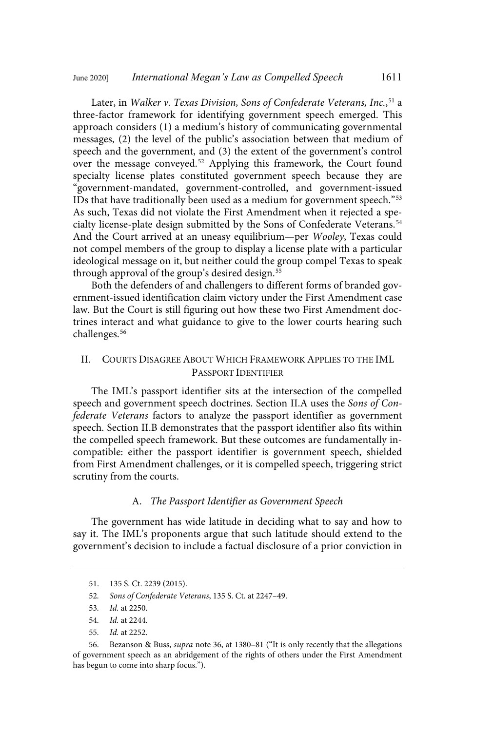Later, in *Walker v. Texas Division, Sons of Confederate Veterans, Inc.*,[51] a three-factor framework for identifying government speech emerged. This approach considers (1) a medium's history of communicating governmental messages, (2) the level of the public's association between that medium of speech and the government, and (3) the extent of the government's control over the message conveyed.[52] Applying this framework, the Court found specialty license plates constituted government speech because they are "government-mandated, government-controlled, and government-issued IDs that have traditionally been used as a medium for government speech."[53] As such, Texas did not violate the First Amendment when it rejected a specialty license-plate design submitted by the Sons of Confederate Veterans.[54] And the Court arrived at an uneasy equilibrium—per *Wooley*, Texas could not compel members of the group to display a license plate with a particular ideological message on it, but neither could the group compel Texas to speak through approval of the group's desired design.[55]

Both the defenders of and challengers to different forms of branded government-issued identification claim victory under the First Amendment case law. But the Court is still figuring out how these two First Amendment doctrines interact and what guidance to give to the lower courts hearing such challenges.[56]

## II. Courts Disagree About Which Framework Applies to the IML Passport Identifier

The IML's passport identifier sits at the intersection of the compelled speech and government speech doctrines. Section II.A uses the *Sons of Confederate Veterans* factors to analyze the passport identifier as government speech. Section II.B demonstrates that the passport identifier also fits within the compelled speech framework. But these outcomes are fundamentally incompatible: either the passport identifier is government speech, shielded from First Amendment challenges, or it is compelled speech, triggering strict scrutiny from the courts.

### A. *The Passport Identifier as Government Speech*

The government has wide latitude in deciding what to say and how to say it. The IML's proponents argue that such latitude should extend to the government's decision to include a factual disclosure of a prior conviction in

---

51. 135 S. Ct. 2239 (2015).

52. *Sons of Confederate Veterans*, 135 S. Ct. at 2247–49.

53. *Id.* at 2250.

54. *Id.* at 2244.

55. *Id.* at 2252.

56. Bezanson & Buss, *supra* note 36, at 1380–81 ("It is only recently that the allegations of government speech as an abridgement of the rights of others under the First Amendment has begun to come into sharp focus.").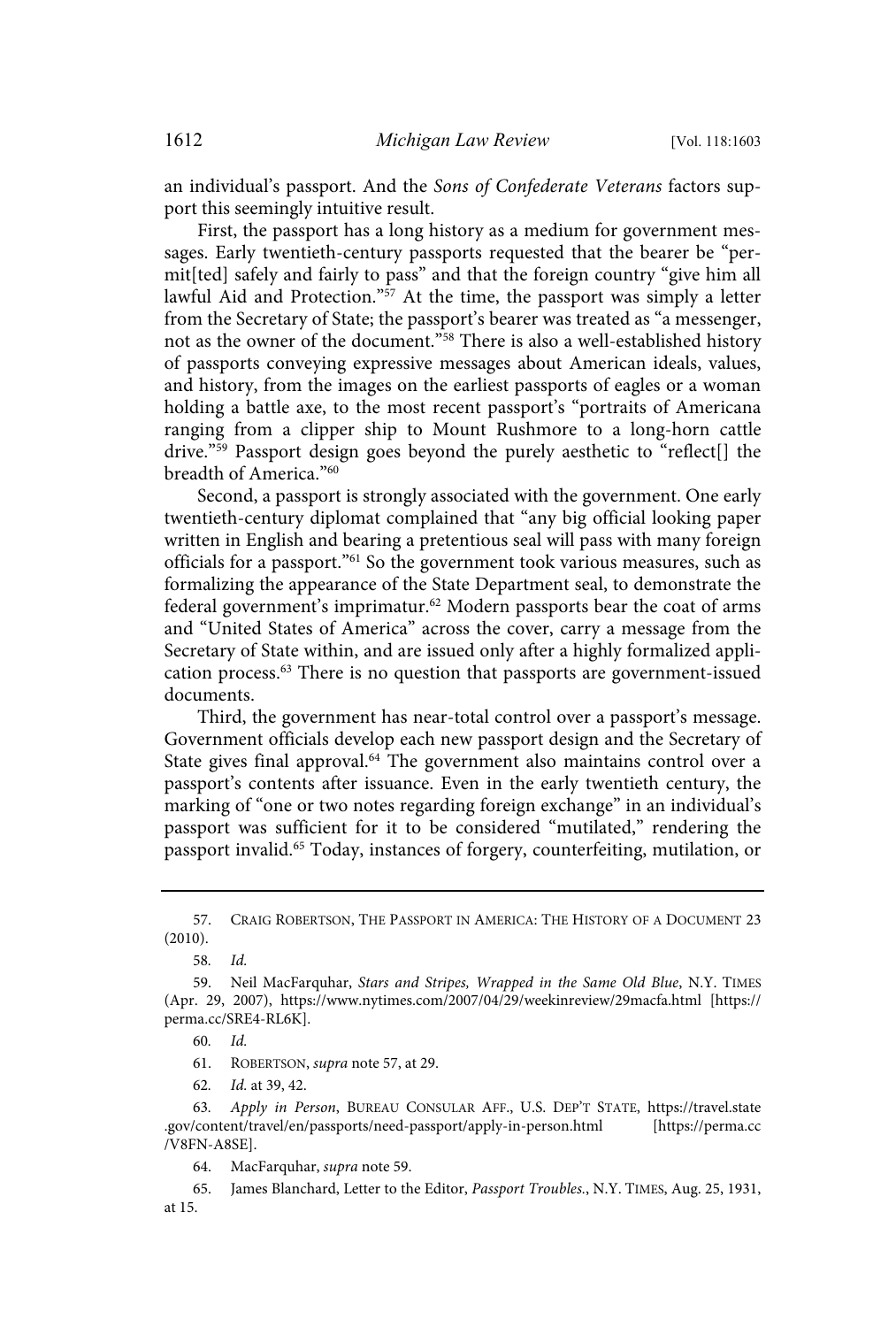an individual's passport. And the *Sons of Confederate Veterans* factors support this seemingly intuitive result.

First, the passport has a long history as a medium for government messages. Early twentieth-century passports requested that the bearer be "permit[ted] safely and fairly to pass" and that the foreign country "give him all lawful Aid and Protection."[57] At the time, the passport was simply a letter from the Secretary of State; the passport's bearer was treated as "a messenger, not as the owner of the document."[58] There is also a well-established history of passports conveying expressive messages about American ideals, values, and history, from the images on the earliest passports of eagles or a woman holding a battle axe, to the most recent passport's "portraits of Americana ranging from a clipper ship to Mount Rushmore to a long-horn cattle drive."[59] Passport design goes beyond the purely aesthetic to "reflect[] the breadth of America."[60]

Second, a passport is strongly associated with the government. One early twentieth-century diplomat complained that "any big official looking paper written in English and bearing a pretentious seal will pass with many foreign officials for a passport."[61] So the government took various measures, such as formalizing the appearance of the State Department seal, to demonstrate the federal government's imprimatur.[62] Modern passports bear the coat of arms and "United States of America" across the cover, carry a message from the Secretary of State within, and are issued only after a highly formalized application process.[63] There is no question that passports are government-issued documents.

Third, the government has near-total control over a passport's message. Government officials develop each new passport design and the Secretary of State gives final approval.[64] The government also maintains control over a passport's contents after issuance. Even in the early twentieth century, the marking of "one or two notes regarding foreign exchange" in an individual's passport was sufficient for it to be considered "mutilated," rendering the passport invalid.[65] Today, instances of forgery, counterfeiting, mutilation, or

---

57. CRAIG ROBERTSON, THE PASSPORT IN AMERICA: THE HISTORY OF A DOCUMENT 23 (2010).

58. *Id.*

59. Neil MacFarquhar, *Stars and Stripes, Wrapped in the Same Old Blue*, N.Y. TIMES (Apr. 29, 2007), https://www.nytimes.com/2007/04/29/weekinreview/29macfa.html [https://perma.cc/SRE4-RL6K].

60. *Id.*

61. ROBERTSON, *supra* note 57, at 29.

62. *Id.* at 39, 42.

63. *Apply in Person*, BUREAU CONSULAR AFF., U.S. DEP'T STATE, https://travel.state.gov/content/travel/en/passports/need-passport/apply-in-person.html [https://perma.cc/V8FN-A8SE].

64. MacFarquhar, *supra* note 59.

65. James Blanchard, Letter to the Editor, *Passport Troubles.*, N.Y. TIMES, Aug. 25, 1931, at 15.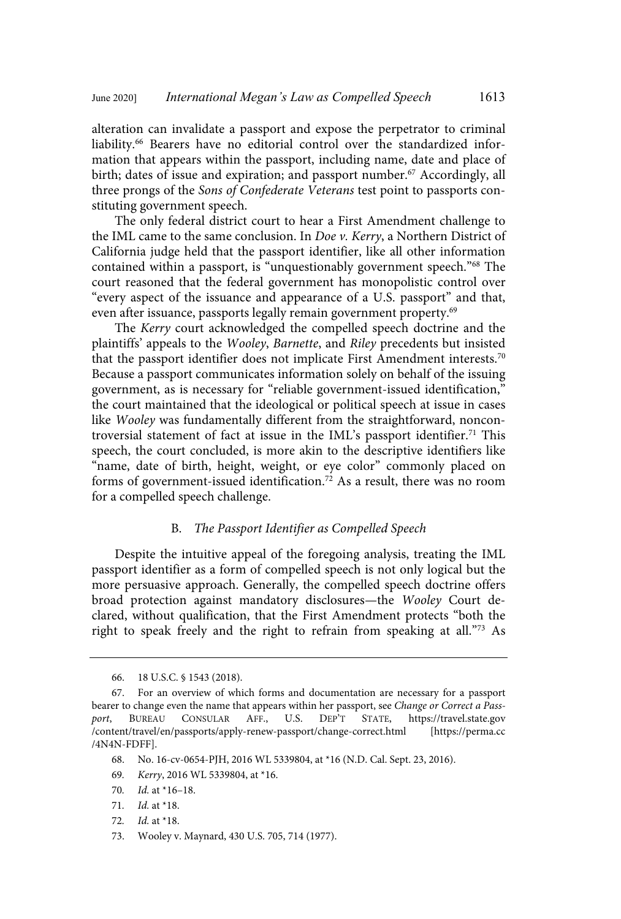alteration can invalidate a passport and expose the perpetrator to criminal liability.[66] Bearers have no editorial control over the standardized information that appears within the passport, including name, date and place of birth; dates of issue and expiration; and passport number.[67] Accordingly, all three prongs of the *Sons of Confederate Veterans* test point to passports constituting government speech.

The only federal district court to hear a First Amendment challenge to the IML came to the same conclusion. In *Doe v. Kerry*, a Northern District of California judge held that the passport identifier, like all other information contained within a passport, is "unquestionably government speech."[68] The court reasoned that the federal government has monopolistic control over "every aspect of the issuance and appearance of a U.S. passport" and that, even after issuance, passports legally remain government property.[69]

The *Kerry* court acknowledged the compelled speech doctrine and the plaintiffs' appeals to the *Wooley*, *Barnette*, and *Riley* precedents but insisted that the passport identifier does not implicate First Amendment interests.[70] Because a passport communicates information solely on behalf of the issuing government, as is necessary for "reliable government-issued identification," the court maintained that the ideological or political speech at issue in cases like *Wooley* was fundamentally different from the straightforward, noncontroversial statement of fact at issue in the IML's passport identifier.[71] This speech, the court concluded, is more akin to the descriptive identifiers like "name, date of birth, height, weight, or eye color" commonly placed on forms of government-issued identification.[72] As a result, there was no room for a compelled speech challenge.

### B. *The Passport Identifier as Compelled Speech*

Despite the intuitive appeal of the foregoing analysis, treating the IML passport identifier as a form of compelled speech is not only logical but the more persuasive approach. Generally, the compelled speech doctrine offers broad protection against mandatory disclosures—the *Wooley* Court declared, without qualification, that the First Amendment protects "both the right to speak freely and the right to refrain from speaking at all."[73] As

---

66. 18 U.S.C. § 1543 (2018).

67. For an overview of which forms and documentation are necessary for a passport bearer to change even the name that appears within her passport, see *Change or Correct a Passport*, BUREAU CONSULAR AFF., U.S. DEP'T STATE, https://travel.state.gov/content/travel/en/passports/apply-renew-passport/change-correct.html [https://perma.cc/4N4N-FDFF].

68. No. 16-cv-0654-PJH, 2016 WL 5339804, at *16 (N.D. Cal. Sept. 23, 2016).

69. *Kerry*, 2016 WL 5339804, at *16.

70. *Id.* at *16–18.

71. *Id.* at *18.

72. *Id.* at *18.

73. Wooley v. Maynard, 430 U.S. 705, 714 (1977).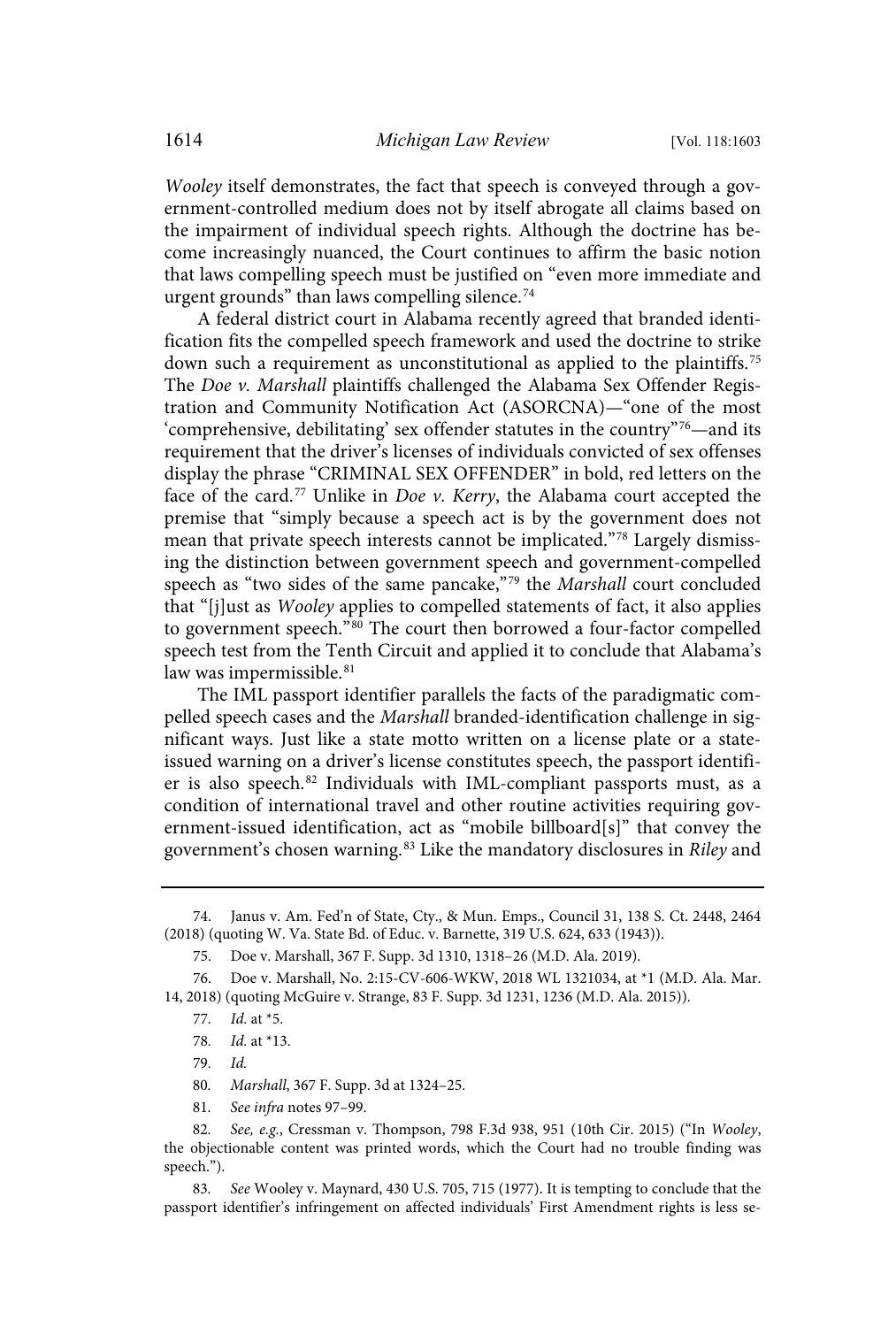*Wooley* itself demonstrates, the fact that speech is conveyed through a government-controlled medium does not by itself abrogate all claims based on the impairment of individual speech rights. Although the doctrine has become increasingly nuanced, the Court continues to affirm the basic notion that laws compelling speech must be justified on "even more immediate and urgent grounds" than laws compelling silence.[74]

A federal district court in Alabama recently agreed that branded identification fits the compelled speech framework and used the doctrine to strike down such a requirement as unconstitutional as applied to the plaintiffs.[75] The *Doe v. Marshall* plaintiffs challenged the Alabama Sex Offender Registration and Community Notification Act (ASORCNA)—"one of the most 'comprehensive, debilitating' sex offender statutes in the country"[76]—and its requirement that the driver's licenses of individuals convicted of sex offenses display the phrase "CRIMINAL SEX OFFENDER" in bold, red letters on the face of the card.[77] Unlike in *Doe v. Kerry*, the Alabama court accepted the premise that "simply because a speech act is by the government does not mean that private speech interests cannot be implicated."[78] Largely dismissing the distinction between government speech and government-compelled speech as "two sides of the same pancake,"[79] the *Marshall* court concluded that "[j]ust as *Wooley* applies to compelled statements of fact, it also applies to government speech."[80] The court then borrowed a four-factor compelled speech test from the Tenth Circuit and applied it to conclude that Alabama's law was impermissible.[81]

The IML passport identifier parallels the facts of the paradigmatic compelled speech cases and the *Marshall* branded-identification challenge in significant ways. Just like a state motto written on a license plate or a state-issued warning on a driver's license constitutes speech, the passport identifier is also speech.[82] Individuals with IML-compliant passports must, as a condition of international travel and other routine activities requiring government-issued identification, act as "mobile billboard[s]" that convey the government's chosen warning.[83] Like the mandatory disclosures in *Riley* and

---

74. Janus v. Am. Fed'n of State, Cty., & Mun. Emps., Council 31, 138 S. Ct. 2448, 2464 (2018) (quoting W. Va. State Bd. of Educ. v. Barnette, 319 U.S. 624, 633 (1943)).

75. Doe v. Marshall, 367 F. Supp. 3d 1310, 1318–26 (M.D. Ala. 2019).

76. Doe v. Marshall, No. 2:15-CV-606-WKW, 2018 WL 1321034, at *1 (M.D. Ala. Mar. 14, 2018) (quoting McGuire v. Strange, 83 F. Supp. 3d 1231, 1236 (M.D. Ala. 2015)).

77. *Id.* at *5.

78. *Id.* at *13.

79. *Id.*

80. *Marshall*, 367 F. Supp. 3d at 1324–25.

81. *See infra* notes 97–99.

82. *See, e.g.*, Cressman v. Thompson, 798 F.3d 938, 951 (10th Cir. 2015) ("In *Wooley*, the objectionable content was printed words, which the Court had no trouble finding was speech.").

83. *See* Wooley v. Maynard, 430 U.S. 705, 715 (1977). It is tempting to conclude that the passport identifier's infringement on affected individuals' First Amendment rights is less se-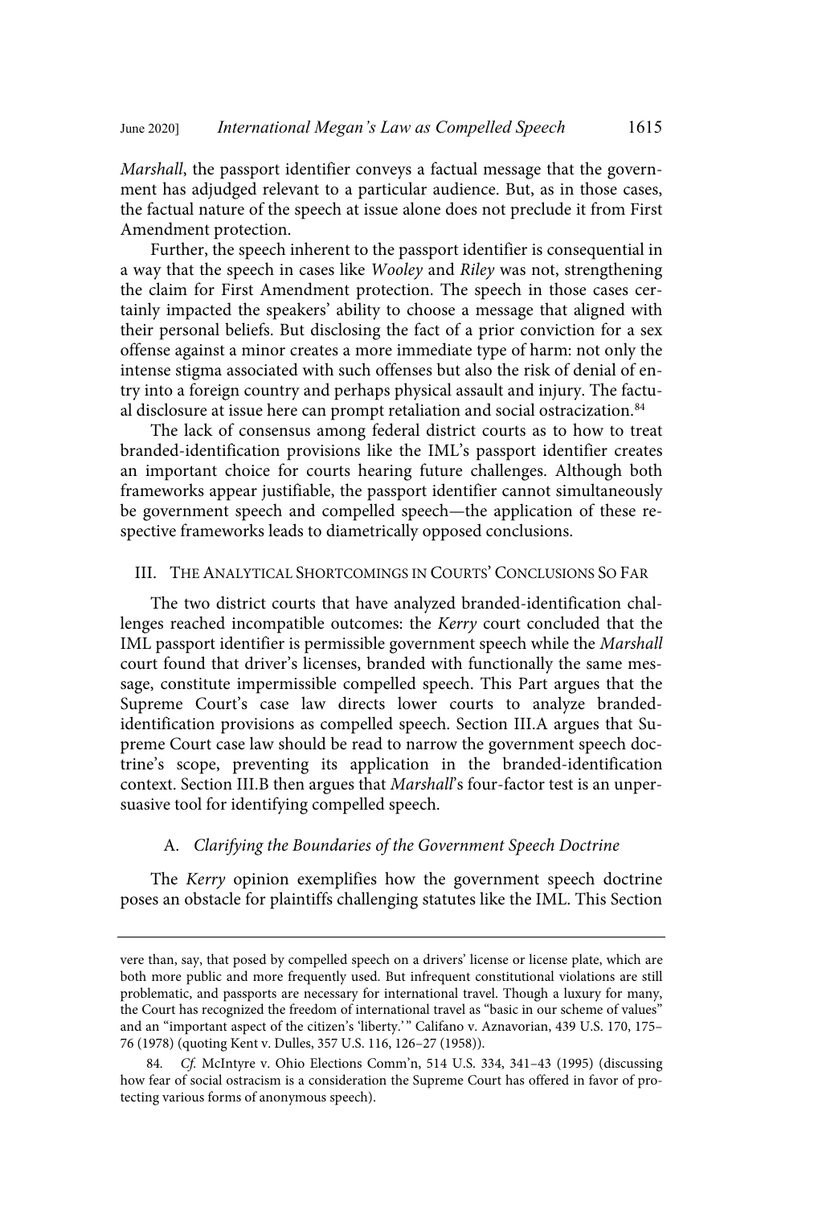*Marshall*, the passport identifier conveys a factual message that the government has adjudged relevant to a particular audience. But, as in those cases, the factual nature of the speech at issue alone does not preclude it from First Amendment protection.

Further, the speech inherent to the passport identifier is consequential in a way that the speech in cases like *Wooley* and *Riley* was not, strengthening the claim for First Amendment protection. The speech in those cases certainly impacted the speakers' ability to choose a message that aligned with their personal beliefs. But disclosing the fact of a prior conviction for a sex offense against a minor creates a more immediate type of harm: not only the intense stigma associated with such offenses but also the risk of denial of entry into a foreign country and perhaps physical assault and injury. The factual disclosure at issue here can prompt retaliation and social ostracization.[84]

The lack of consensus among federal district courts as to how to treat branded-identification provisions like the IML's passport identifier creates an important choice for courts hearing future challenges. Although both frameworks appear justifiable, the passport identifier cannot simultaneously be government speech and compelled speech—the application of these respective frameworks leads to diametrically opposed conclusions.

## III. The Analytical Shortcomings in Courts' Conclusions So Far

The two district courts that have analyzed branded-identification challenges reached incompatible outcomes: the *Kerry* court concluded that the IML passport identifier is permissible government speech while the *Marshall* court found that driver's licenses, branded with functionally the same message, constitute impermissible compelled speech. This Part argues that the Supreme Court's case law directs lower courts to analyze branded-identification provisions as compelled speech. Section III.A argues that Supreme Court case law should be read to narrow the government speech doctrine's scope, preventing its application in the branded-identification context. Section III.B then argues that *Marshall*'s four-factor test is an unpersuasive tool for identifying compelled speech.

### A. *Clarifying the Boundaries of the Government Speech Doctrine*

The *Kerry* opinion exemplifies how the government speech doctrine poses an obstacle for plaintiffs challenging statutes like the IML. This Section

---

vere than, say, that posed by compelled speech on a drivers' license or license plate, which are both more public and more frequently used. But infrequent constitutional violations are still problematic, and passports are necessary for international travel. Though a luxury for many, the Court has recognized the freedom of international travel as "basic in our scheme of values" and an "important aspect of the citizen's 'liberty.'" Califano v. Aznavorian, 439 U.S. 170, 175–76 (1978) (quoting Kent v. Dulles, 357 U.S. 116, 126–27 (1958)).

84. *Cf.* McIntyre v. Ohio Elections Comm'n, 514 U.S. 334, 341–43 (1995) (discussing how fear of social ostracism is a consideration the Supreme Court has offered in favor of protecting various forms of anonymous speech).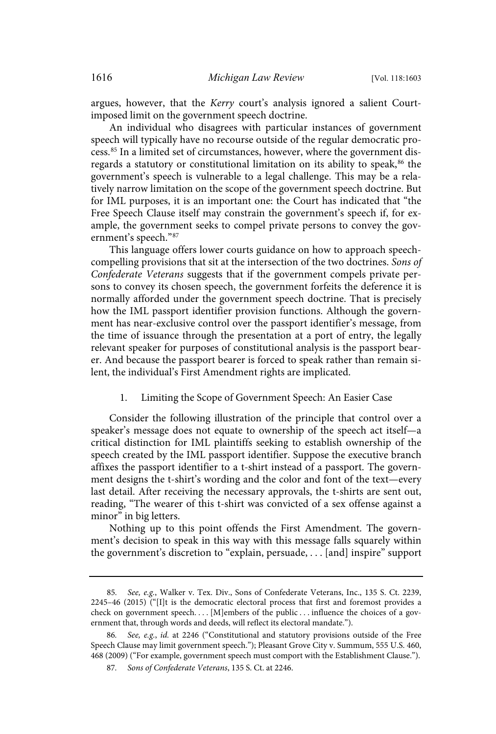argues, however, that the *Kerry* court's analysis ignored a salient Court-imposed limit on the government speech doctrine.

An individual who disagrees with particular instances of government speech will typically have no recourse outside of the regular democratic process.[85] In a limited set of circumstances, however, where the government disregards a statutory or constitutional limitation on its ability to speak,[86] the government's speech is vulnerable to a legal challenge. This may be a relatively narrow limitation on the scope of the government speech doctrine. But for IML purposes, it is an important one: the Court has indicated that "the Free Speech Clause itself may constrain the government's speech if, for example, the government seeks to compel private persons to convey the government's speech."[87]

This language offers lower courts guidance on how to approach speech-compelling provisions that sit at the intersection of the two doctrines. *Sons of Confederate Veterans* suggests that if the government compels private persons to convey its chosen speech, the government forfeits the deference it is normally afforded under the government speech doctrine. That is precisely how the IML passport identifier provision functions. Although the government has near-exclusive control over the passport identifier's message, from the time of issuance through the presentation at a port of entry, the legally relevant speaker for purposes of constitutional analysis is the passport bearer. And because the passport bearer is forced to speak rather than remain silent, the individual's First Amendment rights are implicated.

### 1. Limiting the Scope of Government Speech: An Easier Case

Consider the following illustration of the principle that control over a speaker's message does not equate to ownership of the speech act itself—a critical distinction for IML plaintiffs seeking to establish ownership of the speech created by the IML passport identifier. Suppose the executive branch affixes the passport identifier to a t-shirt instead of a passport. The government designs the t-shirt's wording and the color and font of the text—every last detail. After receiving the necessary approvals, the t-shirts are sent out, reading, "The wearer of this t-shirt was convicted of a sex offense against a minor" in big letters.

Nothing up to this point offends the First Amendment. The government's decision to speak in this way with this message falls squarely within the government's discretion to "explain, persuade, . . . [and] inspire" support

---

85. *See, e.g.*, Walker v. Tex. Div., Sons of Confederate Veterans, Inc., 135 S. Ct. 2239, 2245–46 (2015) ("[I]t is the democratic electoral process that first and foremost provides a check on government speech. . . . [M]embers of the public . . . influence the choices of a government that, through words and deeds, will reflect its electoral mandate.").

86. *See, e.g.*, *id.* at 2246 ("Constitutional and statutory provisions outside of the Free Speech Clause may limit government speech."); Pleasant Grove City v. Summum, 555 U.S. 460, 468 (2009) ("For example, government speech must comport with the Establishment Clause.").

87. *Sons of Confederate Veterans*, 135 S. Ct. at 2246.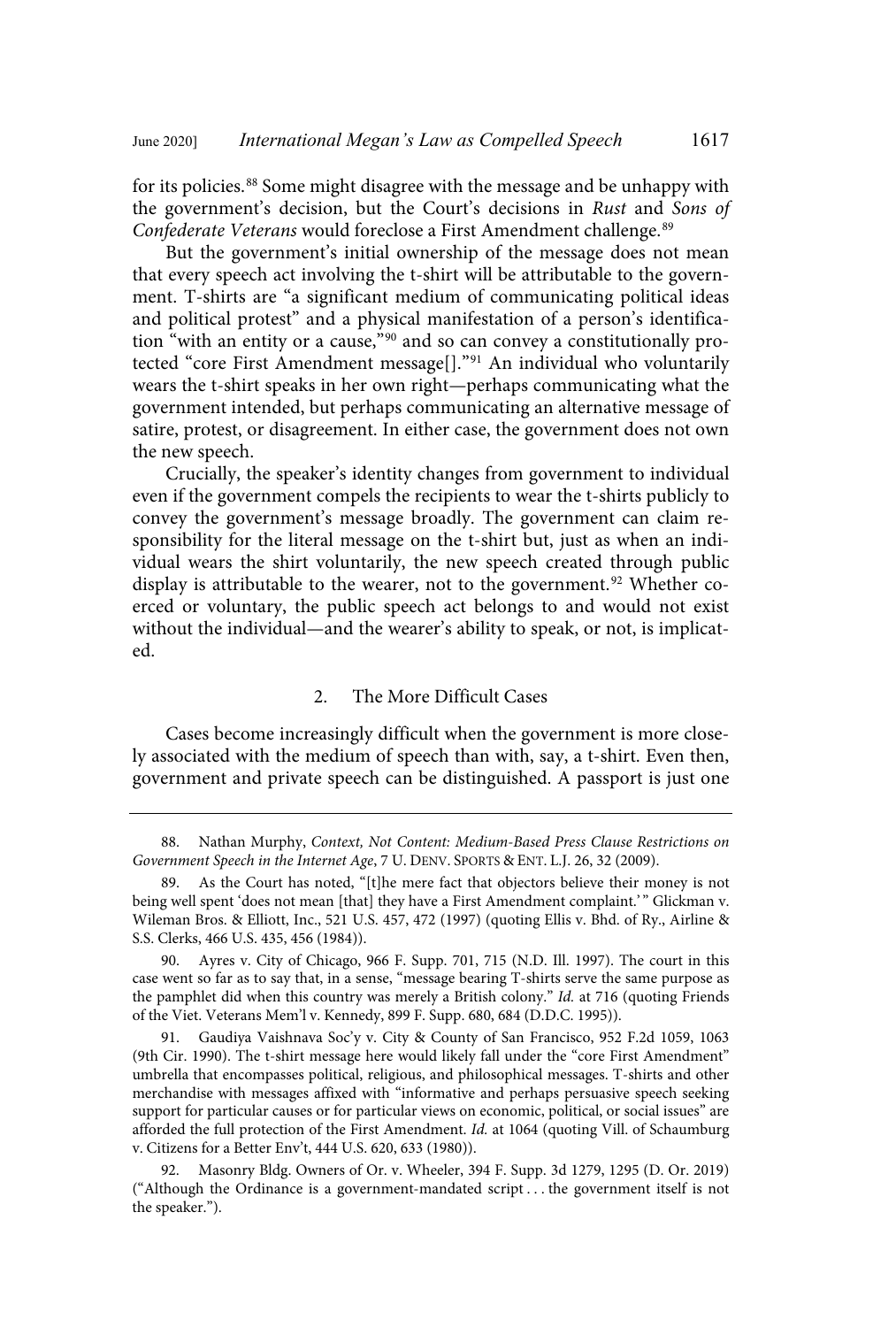for its policies.[88] Some might disagree with the message and be unhappy with the government's decision, but the Court's decisions in *Rust* and *Sons of Confederate Veterans* would foreclose a First Amendment challenge.[89]

But the government's initial ownership of the message does not mean that every speech act involving the t-shirt will be attributable to the government. T-shirts are "a significant medium of communicating political ideas and political protest" and a physical manifestation of a person's identification "with an entity or a cause,"[90] and so can convey a constitutionally protected "core First Amendment message[]."[91] An individual who voluntarily wears the t-shirt speaks in her own right—perhaps communicating what the government intended, but perhaps communicating an alternative message of satire, protest, or disagreement. In either case, the government does not own the new speech.

Crucially, the speaker's identity changes from government to individual even if the government compels the recipients to wear the t-shirts publicly to convey the government's message broadly. The government can claim responsibility for the literal message on the t-shirt but, just as when an individual wears the shirt voluntarily, the new speech created through public display is attributable to the wearer, not to the government.[92] Whether coerced or voluntary, the public speech act belongs to and would not exist without the individual—and the wearer's ability to speak, or not, is implicated.

### 2. The More Difficult Cases

Cases become increasingly difficult when the government is more closely associated with the medium of speech than with, say, a t-shirt. Even then, government and private speech can be distinguished. A passport is just one

---

88. Nathan Murphy, *Context, Not Content: Medium-Based Press Clause Restrictions on Government Speech in the Internet Age*, 7 U. DENV. SPORTS & ENT. L.J. 26, 32 (2009).

89. As the Court has noted, "[t]he mere fact that objectors believe their money is not being well spent 'does not mean [that] they have a First Amendment complaint.'" Glickman v. Wileman Bros. & Elliott, Inc., 521 U.S. 457, 472 (1997) (quoting Ellis v. Bhd. of Ry., Airline & S.S. Clerks, 466 U.S. 435, 456 (1984)).

90. Ayres v. City of Chicago, 966 F. Supp. 701, 715 (N.D. Ill. 1997). The court in this case went so far as to say that, in a sense, "message bearing T-shirts serve the same purpose as the pamphlet did when this country was merely a British colony." *Id.* at 716 (quoting Friends of the Viet. Veterans Mem'l v. Kennedy, 899 F. Supp. 680, 684 (D.D.C. 1995)).

91. Gaudiya Vaishnava Soc'y v. City & County of San Francisco, 952 F.2d 1059, 1063 (9th Cir. 1990). The t-shirt message here would likely fall under the "core First Amendment" umbrella that encompasses political, religious, and philosophical messages. T-shirts and other merchandise with messages affixed with "informative and perhaps persuasive speech seeking support for particular causes or for particular views on economic, political, or social issues" are afforded the full protection of the First Amendment. *Id.* at 1064 (quoting Vill. of Schaumburg v. Citizens for a Better Env't, 444 U.S. 620, 633 (1980)).

92. Masonry Bldg. Owners of Or. v. Wheeler, 394 F. Supp. 3d 1279, 1295 (D. Or. 2019) ("Although the Ordinance is a government-mandated script . . . the government itself is not the speaker.").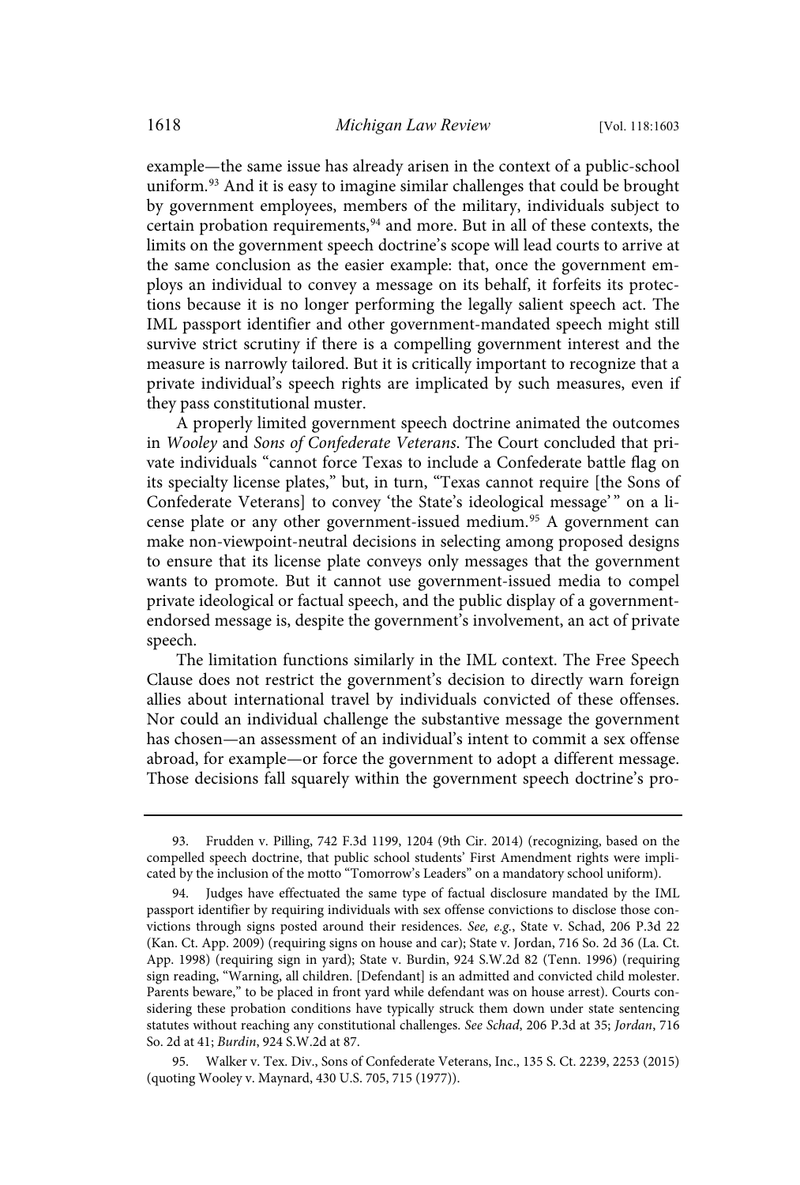example—the same issue has already arisen in the context of a public-school uniform.[93] And it is easy to imagine similar challenges that could be brought by government employees, members of the military, individuals subject to certain probation requirements,[94] and more. But in all of these contexts, the limits on the government speech doctrine's scope will lead courts to arrive at the same conclusion as the easier example: that, once the government employs an individual to convey a message on its behalf, it forfeits its protections because it is no longer performing the legally salient speech act. The IML passport identifier and other government-mandated speech might still survive strict scrutiny if there is a compelling government interest and the measure is narrowly tailored. But it is critically important to recognize that a private individual's speech rights are implicated by such measures, even if they pass constitutional muster.

A properly limited government speech doctrine animated the outcomes in *Wooley* and *Sons of Confederate Veterans*. The Court concluded that private individuals "cannot force Texas to include a Confederate battle flag on its specialty license plates," but, in turn, "Texas cannot require [the Sons of Confederate Veterans] to convey 'the State's ideological message'" on a license plate or any other government-issued medium.[95] A government can make non-viewpoint-neutral decisions in selecting among proposed designs to ensure that its license plate conveys only messages that the government wants to promote. But it cannot use government-issued media to compel private ideological or factual speech, and the public display of a government-endorsed message is, despite the government's involvement, an act of private speech.

The limitation functions similarly in the IML context. The Free Speech Clause does not restrict the government's decision to directly warn foreign allies about international travel by individuals convicted of these offenses. Nor could an individual challenge the substantive message the government has chosen—an assessment of an individual's intent to commit a sex offense abroad, for example—or force the government to adopt a different message. Those decisions fall squarely within the government speech doctrine's pro-

---

93. Frudden v. Pilling, 742 F.3d 1199, 1204 (9th Cir. 2014) (recognizing, based on the compelled speech doctrine, that public school students' First Amendment rights were implicated by the inclusion of the motto "Tomorrow's Leaders" on a mandatory school uniform).

94. Judges have effectuated the same type of factual disclosure mandated by the IML passport identifier by requiring individuals with sex offense convictions to disclose those convictions through signs posted around their residences. *See, e.g.*, State v. Schad, 206 P.3d 22 (Kan. Ct. App. 2009) (requiring signs on house and car); State v. Jordan, 716 So. 2d 36 (La. Ct. App. 1998) (requiring sign in yard); State v. Burdin, 924 S.W.2d 82 (Tenn. 1996) (requiring sign reading, "Warning, all children. [Defendant] is an admitted and convicted child molester. Parents beware," to be placed in front yard while defendant was on house arrest). Courts considering these probation conditions have typically struck them down under state sentencing statutes without reaching any constitutional challenges. *See Schad*, 206 P.3d at 35; *Jordan*, 716 So. 2d at 41; *Burdin*, 924 S.W.2d at 87.

95. Walker v. Tex. Div., Sons of Confederate Veterans, Inc., 135 S. Ct. 2239, 2253 (2015) (quoting Wooley v. Maynard, 430 U.S. 705, 715 (1977)).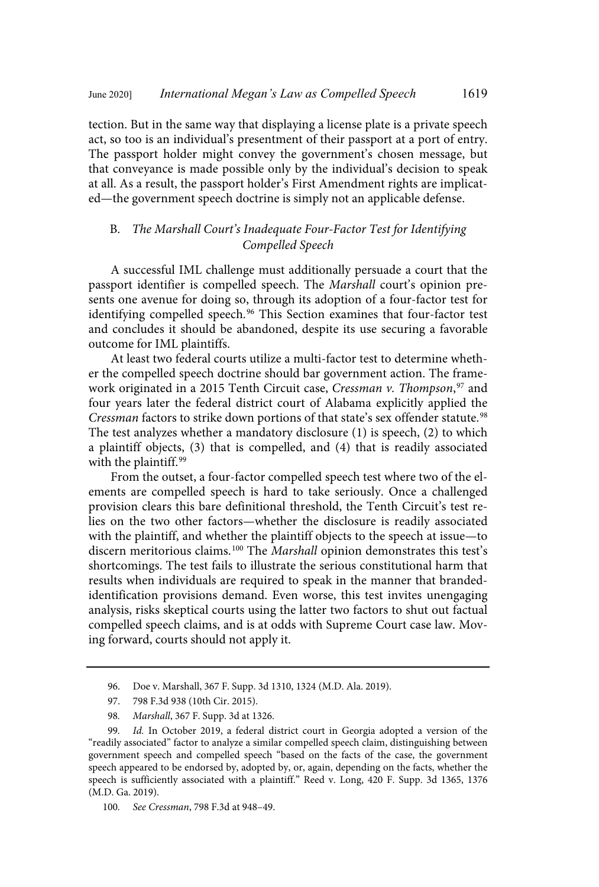tection. But in the same way that displaying a license plate is a private speech act, so too is an individual's presentment of their passport at a port of entry. The passport holder might convey the government's chosen message, but that conveyance is made possible only by the individual's decision to speak at all. As a result, the passport holder's First Amendment rights are implicated—the government speech doctrine is simply not an applicable defense.

### B. *The Marshall Court's Inadequate Four-Factor Test for Identifying Compelled Speech*

A successful IML challenge must additionally persuade a court that the passport identifier is compelled speech. The *Marshall* court's opinion presents one avenue for doing so, through its adoption of a four-factor test for identifying compelled speech.[96] This Section examines that four-factor test and concludes it should be abandoned, despite its use securing a favorable outcome for IML plaintiffs.

At least two federal courts utilize a multi-factor test to determine whether the compelled speech doctrine should bar government action. The framework originated in a 2015 Tenth Circuit case, *Cressman v. Thompson*,[97] and four years later the federal district court of Alabama explicitly applied the *Cressman* factors to strike down portions of that state's sex offender statute.[98] The test analyzes whether a mandatory disclosure (1) is speech, (2) to which a plaintiff objects, (3) that is compelled, and (4) that is readily associated with the plaintiff.[99]

From the outset, a four-factor compelled speech test where two of the elements are compelled speech is hard to take seriously. Once a challenged provision clears this bare definitional threshold, the Tenth Circuit's test relies on the two other factors—whether the disclosure is readily associated with the plaintiff, and whether the plaintiff objects to the speech at issue—to discern meritorious claims.[100] The *Marshall* opinion demonstrates this test's shortcomings. The test fails to illustrate the serious constitutional harm that results when individuals are required to speak in the manner that branded-identification provisions demand. Even worse, this test invites unengaging analysis, risks skeptical courts using the latter two factors to shut out factual compelled speech claims, and is at odds with Supreme Court case law. Moving forward, courts should not apply it.

---

96. Doe v. Marshall, 367 F. Supp. 3d 1310, 1324 (M.D. Ala. 2019).

97. 798 F.3d 938 (10th Cir. 2015).

98. *Marshall*, 367 F. Supp. 3d at 1326.

99. *Id.* In October 2019, a federal district court in Georgia adopted a version of the "readily associated" factor to analyze a similar compelled speech claim, distinguishing between government speech and compelled speech "based on the facts of the case, the government speech appeared to be endorsed by, adopted by, or, again, depending on the facts, whether the speech is sufficiently associated with a plaintiff." Reed v. Long, 420 F. Supp. 3d 1365, 1376 (M.D. Ga. 2019).

100. *See Cressman*, 798 F.3d at 948–49.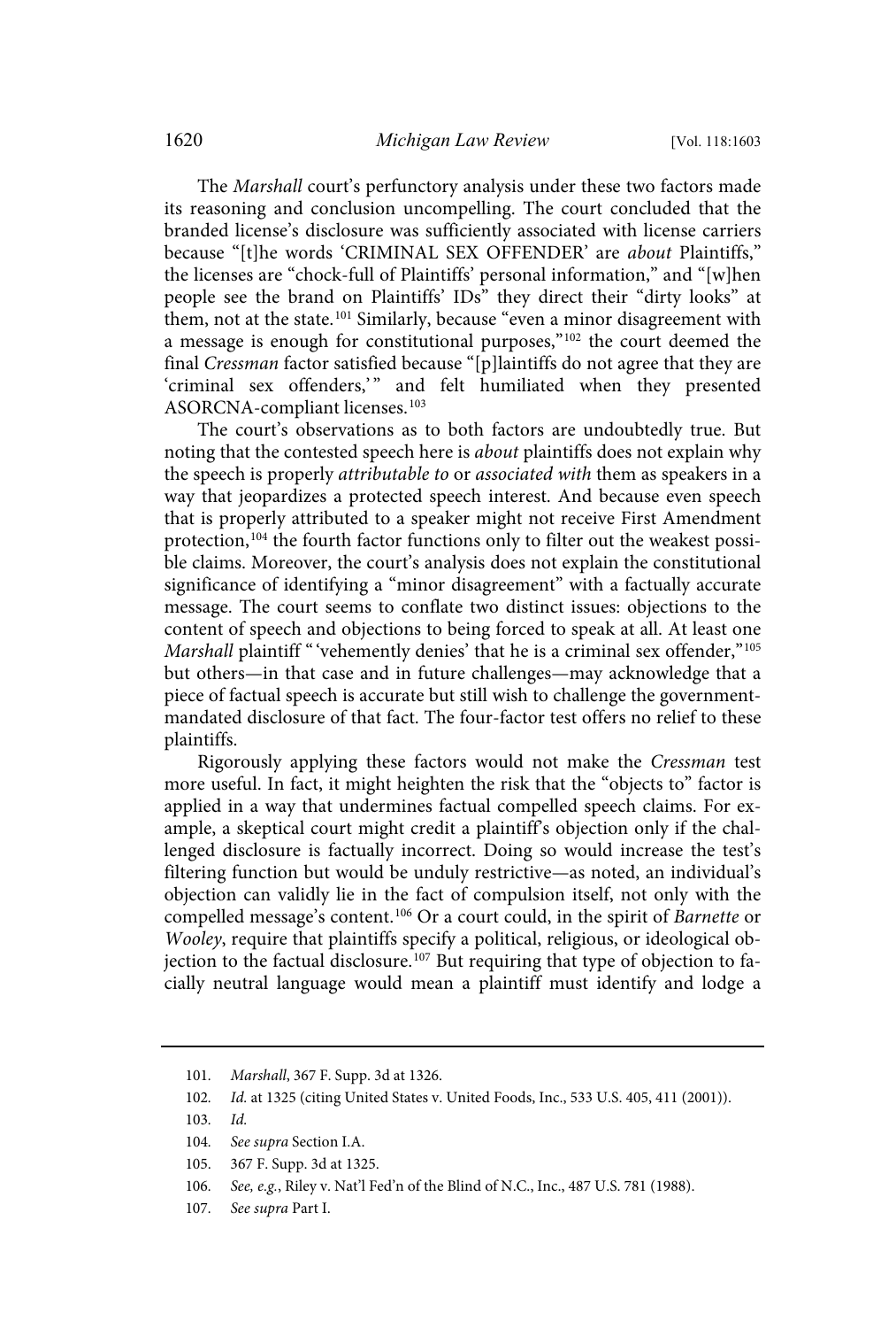The *Marshall* court's perfunctory analysis under these two factors made its reasoning and conclusion uncompelling. The court concluded that the branded license's disclosure was sufficiently associated with license carriers because "[t]he words 'CRIMINAL SEX OFFENDER' are *about* Plaintiffs," the licenses are "chock-full of Plaintiffs' personal information," and "[w]hen people see the brand on Plaintiffs' IDs" they direct their "dirty looks" at them, not at the state.[101] Similarly, because "even a minor disagreement with a message is enough for constitutional purposes,"[102] the court deemed the final *Cressman* factor satisfied because "[p]laintiffs do not agree that they are 'criminal sex offenders,'" and felt humiliated when they presented ASORCNA-compliant licenses.[103]

The court's observations as to both factors are undoubtedly true. But noting that the contested speech here is *about* plaintiffs does not explain why the speech is properly *attributable to* or *associated with* them as speakers in a way that jeopardizes a protected speech interest. And because even speech that is properly attributed to a speaker might not receive First Amendment protection,[104] the fourth factor functions only to filter out the weakest possible claims. Moreover, the court's analysis does not explain the constitutional significance of identifying a "minor disagreement" with a factually accurate message. The court seems to conflate two distinct issues: objections to the content of speech and objections to being forced to speak at all. At least one *Marshall* plaintiff "'vehemently denies' that he is a criminal sex offender,"[105] but others—in that case and in future challenges—may acknowledge that a piece of factual speech is accurate but still wish to challenge the government-mandated disclosure of that fact. The four-factor test offers no relief to these plaintiffs.

Rigorously applying these factors would not make the *Cressman* test more useful. In fact, it might heighten the risk that the "objects to" factor is applied in a way that undermines factual compelled speech claims. For example, a skeptical court might credit a plaintiff's objection only if the challenged disclosure is factually incorrect. Doing so would increase the test's filtering function but would be unduly restrictive—as noted, an individual's objection can validly lie in the fact of compulsion itself, not only with the compelled message's content.[106] Or a court could, in the spirit of *Barnette* or *Wooley*, require that plaintiffs specify a political, religious, or ideological objection to the factual disclosure.[107] But requiring that type of objection to facially neutral language would mean a plaintiff must identify and lodge a

101. *Marshall*, 367 F. Supp. 3d at 1326.

102. *Id.* at 1325 (citing United States v. United Foods, Inc., 533 U.S. 405, 411 (2001)).

103. *Id.*

104. *See supra* Section I.A.

105. 367 F. Supp. 3d at 1325.

106. *See, e.g.*, Riley v. Nat'l Fed'n of the Blind of N.C., Inc., 487 U.S. 781 (1988).

107. *See supra* Part I.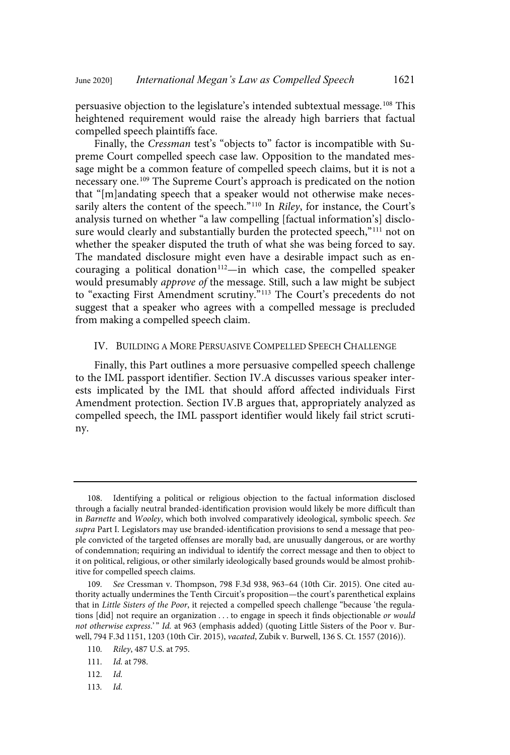persuasive objection to the legislature's intended subtextual message.[108] This heightened requirement would raise the already high barriers that factual compelled speech plaintiffs face.

Finally, the *Cressman* test's "objects to" factor is incompatible with Supreme Court compelled speech case law. Opposition to the mandated message might be a common feature of compelled speech claims, but it is not a necessary one.[109] The Supreme Court's approach is predicated on the notion that "[m]andating speech that a speaker would not otherwise make necessarily alters the content of the speech."[110] In *Riley*, for instance, the Court's analysis turned on whether "a law compelling [factual information's] disclosure would clearly and substantially burden the protected speech,"[111] not on whether the speaker disputed the truth of what she was being forced to say. The mandated disclosure might even have a desirable impact such as encouraging a political donation[112]—in which case, the compelled speaker would presumably *approve of* the message. Still, such a law might be subject to "exacting First Amendment scrutiny."[113] The Court's precedents do not suggest that a speaker who agrees with a compelled message is precluded from making a compelled speech claim.

## IV. Building a More Persuasive Compelled Speech Challenge

Finally, this Part outlines a more persuasive compelled speech challenge to the IML passport identifier. Section IV.A discusses various speaker interests implicated by the IML that should afford affected individuals First Amendment protection. Section IV.B argues that, appropriately analyzed as compelled speech, the IML passport identifier would likely fail strict scrutiny.

---

108. Identifying a political or religious objection to the factual information disclosed through a facially neutral branded-identification provision would likely be more difficult than in *Barnette* and *Wooley*, which both involved comparatively ideological, symbolic speech. *See supra* Part I. Legislators may use branded-identification provisions to send a message that people convicted of the targeted offenses are morally bad, are unusually dangerous, or are worthy of condemnation; requiring an individual to identify the correct message and then to object to it on political, religious, or other similarly ideologically based grounds would be almost prohibitive for compelled speech claims.

109. *See* Cressman v. Thompson, 798 F.3d 938, 963–64 (10th Cir. 2015). One cited authority actually undermines the Tenth Circuit's proposition—the court's parenthetical explains that in *Little Sisters of the Poor*, it rejected a compelled speech challenge "because 'the regulations [did] not require an organization . . . to engage in speech it finds objectionable *or would not otherwise express*.'" *Id.* at 963 (emphasis added) (quoting Little Sisters of the Poor v. Burwell, 794 F.3d 1151, 1203 (10th Cir. 2015), *vacated*, Zubik v. Burwell, 136 S. Ct. 1557 (2016)).

110. *Riley*, 487 U.S. at 795.

111. *Id.* at 798.

112. *Id.*

113. *Id.*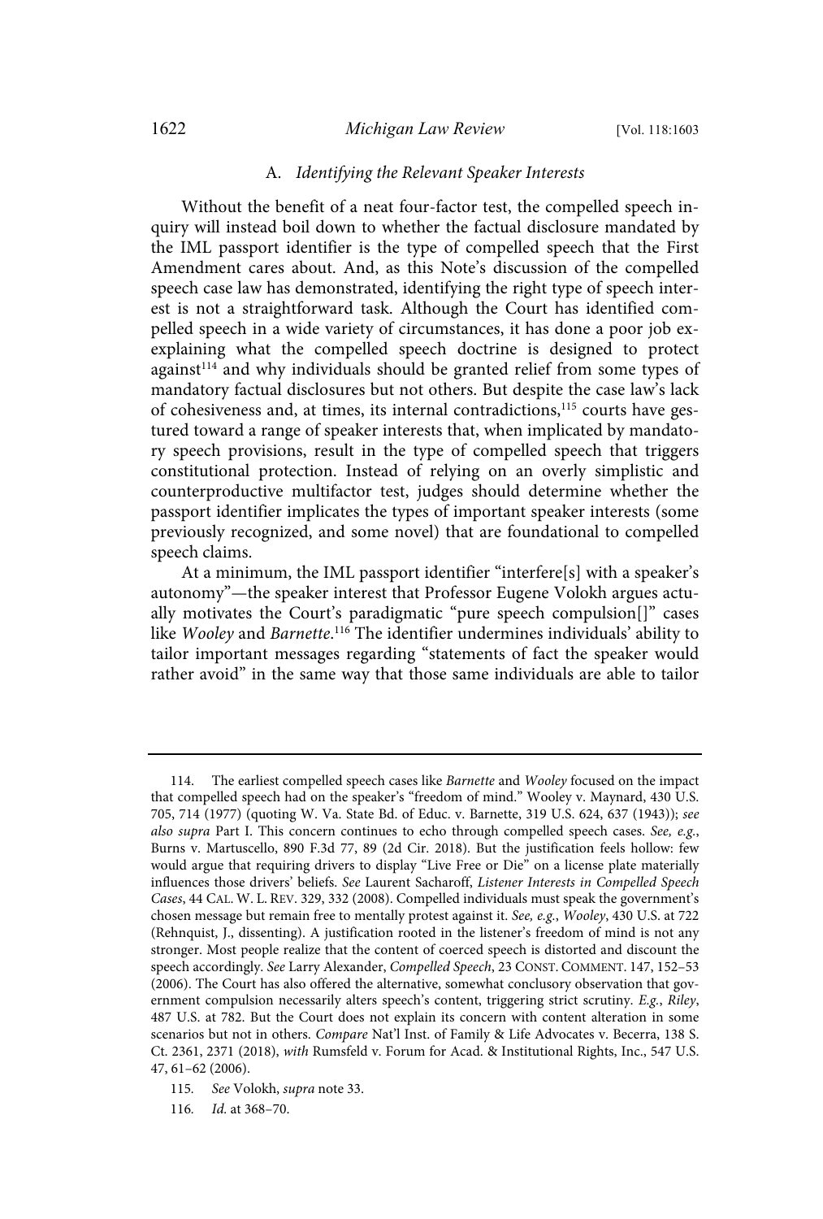### A. *Identifying the Relevant Speaker Interests*

Without the benefit of a neat four-factor test, the compelled speech inquiry will instead boil down to whether the factual disclosure mandated by the IML passport identifier is the type of compelled speech that the First Amendment cares about. And, as this Note's discussion of the compelled speech case law has demonstrated, identifying the right type of speech interest is not a straightforward task. Although the Court has identified compelled speech in a wide variety of circumstances, it has done a poor job exexplaining what the compelled speech doctrine is designed to protect against[114] and why individuals should be granted relief from some types of mandatory factual disclosures but not others. But despite the case law's lack of cohesiveness and, at times, its internal contradictions,[115] courts have gestured toward a range of speaker interests that, when implicated by mandatory speech provisions, result in the type of compelled speech that triggers constitutional protection. Instead of relying on an overly simplistic and counterproductive multifactor test, judges should determine whether the passport identifier implicates the types of important speaker interests (some previously recognized, and some novel) that are foundational to compelled speech claims.

At a minimum, the IML passport identifier "interfere[s] with a speaker's autonomy"—the speaker interest that Professor Eugene Volokh argues actually motivates the Court's paradigmatic "pure speech compulsion[]" cases like *Wooley* and *Barnette*.[116] The identifier undermines individuals' ability to tailor important messages regarding "statements of fact the speaker would rather avoid" in the same way that those same individuals are able to tailor

---

114. The earliest compelled speech cases like *Barnette* and *Wooley* focused on the impact that compelled speech had on the speaker's "freedom of mind." Wooley v. Maynard, 430 U.S. 705, 714 (1977) (quoting W. Va. State Bd. of Educ. v. Barnette, 319 U.S. 624, 637 (1943)); *see also supra* Part I. This concern continues to echo through compelled speech cases. *See, e.g.*, Burns v. Martuscello, 890 F.3d 77, 89 (2d Cir. 2018). But the justification feels hollow: few would argue that requiring drivers to display "Live Free or Die" on a license plate materially influences those drivers' beliefs. *See* Laurent Sacharoff, *Listener Interests in Compelled Speech Cases*, 44 CAL. W. L. REV. 329, 332 (2008). Compelled individuals must speak the government's chosen message but remain free to mentally protest against it. *See, e.g.*, *Wooley*, 430 U.S. at 722 (Rehnquist, J., dissenting). A justification rooted in the listener's freedom of mind is not any stronger. Most people realize that the content of coerced speech is distorted and discount the speech accordingly. *See* Larry Alexander, *Compelled Speech*, 23 CONST. COMMENT. 147, 152–53 (2006). The Court has also offered the alternative, somewhat conclusory observation that government compulsion necessarily alters speech's content, triggering strict scrutiny. *E.g.*, *Riley*, 487 U.S. at 782. But the Court does not explain its concern with content alteration in some scenarios but not in others. *Compare* Nat'l Inst. of Family & Life Advocates v. Becerra, 138 S. Ct. 2361, 2371 (2018), *with* Rumsfeld v. Forum for Acad. & Institutional Rights, Inc., 547 U.S. 47, 61–62 (2006).

115. *See* Volokh, *supra* note 33.

116. *Id.* at 368–70.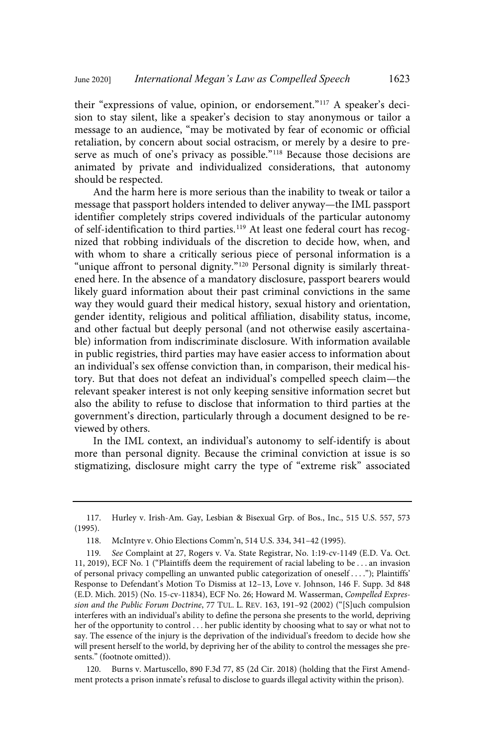their "expressions of value, opinion, or endorsement."[117] A speaker's decision to stay silent, like a speaker's decision to stay anonymous or tailor a message to an audience, "may be motivated by fear of economic or official retaliation, by concern about social ostracism, or merely by a desire to preserve as much of one's privacy as possible."[118] Because those decisions are animated by private and individualized considerations, that autonomy should be respected.

And the harm here is more serious than the inability to tweak or tailor a message that passport holders intended to deliver anyway—the IML passport identifier completely strips covered individuals of the particular autonomy of self-identification to third parties.[119] At least one federal court has recognized that robbing individuals of the discretion to decide how, when, and with whom to share a critically serious piece of personal information is a "unique affront to personal dignity."[120] Personal dignity is similarly threatened here. In the absence of a mandatory disclosure, passport bearers would likely guard information about their past criminal convictions in the same way they would guard their medical history, sexual history and orientation, gender identity, religious and political affiliation, disability status, income, and other factual but deeply personal (and not otherwise easily ascertainable) information from indiscriminate disclosure. With information available in public registries, third parties may have easier access to information about an individual's sex offense conviction than, in comparison, their medical history. But that does not defeat an individual's compelled speech claim—the relevant speaker interest is not only keeping sensitive information secret but also the ability to refuse to disclose that information to third parties at the government's direction, particularly through a document designed to be reviewed by others.

In the IML context, an individual's autonomy to self-identify is about more than personal dignity. Because the criminal conviction at issue is so stigmatizing, disclosure might carry the type of "extreme risk" associated

---

117. Hurley v. Irish-Am. Gay, Lesbian & Bisexual Grp. of Bos., Inc., 515 U.S. 557, 573 (1995).

118. McIntyre v. Ohio Elections Comm'n, 514 U.S. 334, 341–42 (1995).

119. *See* Complaint at 27, Rogers v. Va. State Registrar, No. 1:19-cv-1149 (E.D. Va. Oct. 11, 2019), ECF No. 1 ("Plaintiffs deem the requirement of racial labeling to be . . . an invasion of personal privacy compelling an unwanted public categorization of oneself . . . ."); Plaintiffs' Response to Defendant's Motion To Dismiss at 12–13, Love v. Johnson, 146 F. Supp. 3d 848 (E.D. Mich. 2015) (No. 15-cv-11834), ECF No. 26; Howard M. Wasserman, *Compelled Expression and the Public Forum Doctrine*, 77 TUL. L. REV. 163, 191–92 (2002) ("[S]uch compulsion interferes with an individual's ability to define the persona she presents to the world, depriving her of the opportunity to control . . . her public identity by choosing what to say or what not to say. The essence of the injury is the deprivation of the individual's freedom to decide how she will present herself to the world, by depriving her of the ability to control the messages she presents." (footnote omitted)).

120. Burns v. Martuscello, 890 F.3d 77, 85 (2d Cir. 2018) (holding that the First Amendment protects a prison inmate's refusal to disclose to guards illegal activity within the prison).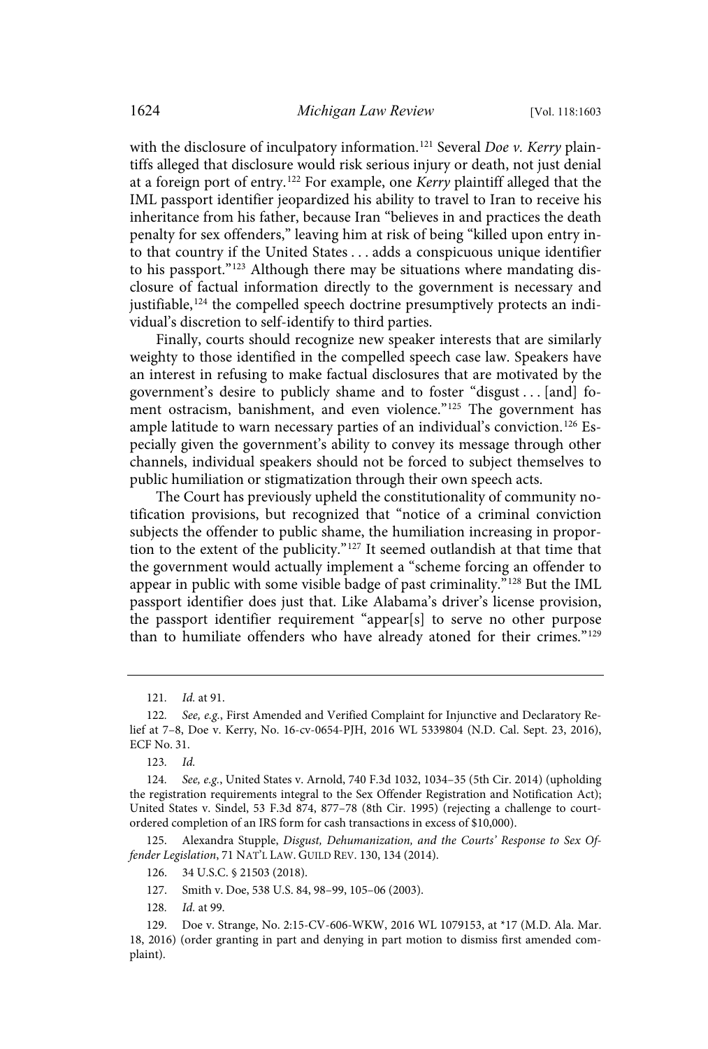with the disclosure of inculpatory information.[121] Several *Doe v. Kerry* plaintiffs alleged that disclosure would risk serious injury or death, not just denial at a foreign port of entry.[122] For example, one *Kerry* plaintiff alleged that the IML passport identifier jeopardized his ability to travel to Iran to receive his inheritance from his father, because Iran "believes in and practices the death penalty for sex offenders," leaving him at risk of being "killed upon entry into that country if the United States . . . adds a conspicuous unique identifier to his passport."[123] Although there may be situations where mandating disclosure of factual information directly to the government is necessary and justifiable,[124] the compelled speech doctrine presumptively protects an individual's discretion to self-identify to third parties.

Finally, courts should recognize new speaker interests that are similarly weighty to those identified in the compelled speech case law. Speakers have an interest in refusing to make factual disclosures that are motivated by the government's desire to publicly shame and to foster "disgust . . . [and] foment ostracism, banishment, and even violence."[125] The government has ample latitude to warn necessary parties of an individual's conviction.[126] Especially given the government's ability to convey its message through other channels, individual speakers should not be forced to subject themselves to public humiliation or stigmatization through their own speech acts.

The Court has previously upheld the constitutionality of community notification provisions, but recognized that "notice of a criminal conviction subjects the offender to public shame, the humiliation increasing in proportion to the extent of the publicity."[127] It seemed outlandish at that time that the government would actually implement a "scheme forcing an offender to appear in public with some visible badge of past criminality."[128] But the IML passport identifier does just that. Like Alabama's driver's license provision, the passport identifier requirement "appear[s] to serve no other purpose than to humiliate offenders who have already atoned for their crimes."[129]

---

121. *Id.* at 91.

122. *See, e.g.*, First Amended and Verified Complaint for Injunctive and Declaratory Relief at 7–8, Doe v. Kerry, No. 16-cv-0654-PJH, 2016 WL 5339804 (N.D. Cal. Sept. 23, 2016), ECF No. 31.

123. *Id.*

124. *See, e.g.*, United States v. Arnold, 740 F.3d 1032, 1034–35 (5th Cir. 2014) (upholding the registration requirements integral to the Sex Offender Registration and Notification Act); United States v. Sindel, 53 F.3d 874, 877–78 (8th Cir. 1995) (rejecting a challenge to court-ordered completion of an IRS form for cash transactions in excess of $10,000).

125. Alexandra Stupple, *Disgust, Dehumanization, and the Courts' Response to Sex Offender Legislation*, 71 NAT'L LAW. GUILD REV. 130, 134 (2014).

126. 34 U.S.C. § 21503 (2018).

127. Smith v. Doe, 538 U.S. 84, 98–99, 105–06 (2003).

128. *Id.* at 99.

129. Doe v. Strange, No. 2:15-CV-606-WKW, 2016 WL 1079153, at *17 (M.D. Ala. Mar. 18, 2016) (order granting in part and denying in part motion to dismiss first amended complaint).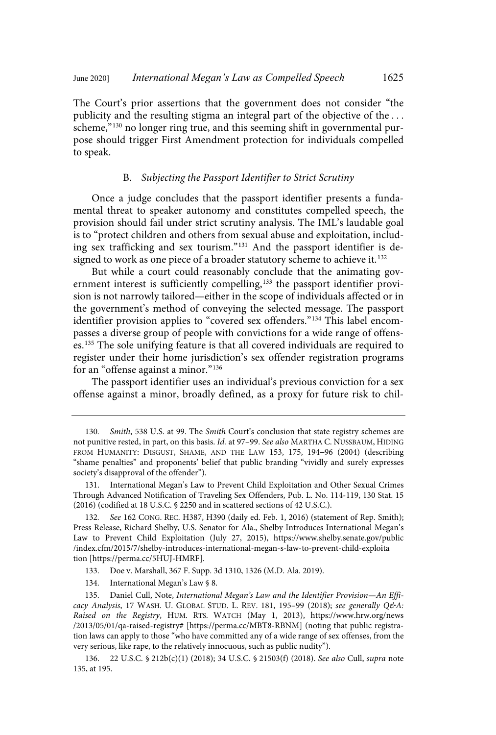The Court's prior assertions that the government does not consider "the publicity and the resulting stigma an integral part of the objective of the . . . scheme,"[130] no longer ring true, and this seeming shift in governmental purpose should trigger First Amendment protection for individuals compelled to speak.

### B. *Subjecting the Passport Identifier to Strict Scrutiny*

Once a judge concludes that the passport identifier presents a fundamental threat to speaker autonomy and constitutes compelled speech, the provision should fail under strict scrutiny analysis. The IML's laudable goal is to "protect children and others from sexual abuse and exploitation, including sex trafficking and sex tourism."[131] And the passport identifier is designed to work as one piece of a broader statutory scheme to achieve it.[132]

But while a court could reasonably conclude that the animating government interest is sufficiently compelling,[133] the passport identifier provision is not narrowly tailored—either in the scope of individuals affected or in the government's method of conveying the selected message. The passport identifier provision applies to "covered sex offenders."[134] This label encompasses a diverse group of people with convictions for a wide range of offenses.[135] The sole unifying feature is that all covered individuals are required to register under their home jurisdiction's sex offender registration programs for an "offense against a minor."[136]

The passport identifier uses an individual's previous conviction for a sex offense against a minor, broadly defined, as a proxy for future risk to chil-

---

130. *Smith*, 538 U.S. at 99. The *Smith* Court's conclusion that state registry schemes are not punitive rested, in part, on this basis. *Id.* at 97–99. *See also* Martha C. Nussbaum, Hiding from Humanity: Disgust, Shame, and the Law 153, 175, 194–96 (2004) (describing "shame penalties" and proponents' belief that public branding "vividly and surely expresses society's disapproval of the offender").

131. International Megan's Law to Prevent Child Exploitation and Other Sexual Crimes Through Advanced Notification of Traveling Sex Offenders, Pub. L. No. 114-119, 130 Stat. 15 (2016) (codified at 18 U.S.C. § 2250 and in scattered sections of 42 U.S.C.).

132. *See* 162 Cong. Rec. H387, H390 (daily ed. Feb. 1, 2016) (statement of Rep. Smith); Press Release, Richard Shelby, U.S. Senator for Ala., Shelby Introduces International Megan's Law to Prevent Child Exploitation (July 27, 2015), https://www.shelby.senate.gov/public/index.cfm/2015/7/shelby-introduces-international-megan-s-law-to-prevent-child-exploitation [https://perma.cc/5HUJ-HMRF].

133. Doe v. Marshall, 367 F. Supp. 3d 1310, 1326 (M.D. Ala. 2019).

134. International Megan's Law § 8.

135. Daniel Cull, Note, *International Megan's Law and the Identifier Provision—An Efficacy Analysis*, 17 Wash. U. Global Stud. L. Rev. 181, 195–99 (2018); *see generally Q&A: Raised on the Registry*, Hum. Rts. Watch (May 1, 2013), https://www.hrw.org/news/2013/05/01/qa-raised-registry# [https://perma.cc/MBT8-RBNM] (noting that public registration laws can apply to those "who have committed any of a wide range of sex offenses, from the very serious, like rape, to the relatively innocuous, such as public nudity").

136. 22 U.S.C. § 212b(c)(1) (2018); 34 U.S.C. § 21503(f) (2018). *See also* Cull, *supra* note 135, at 195.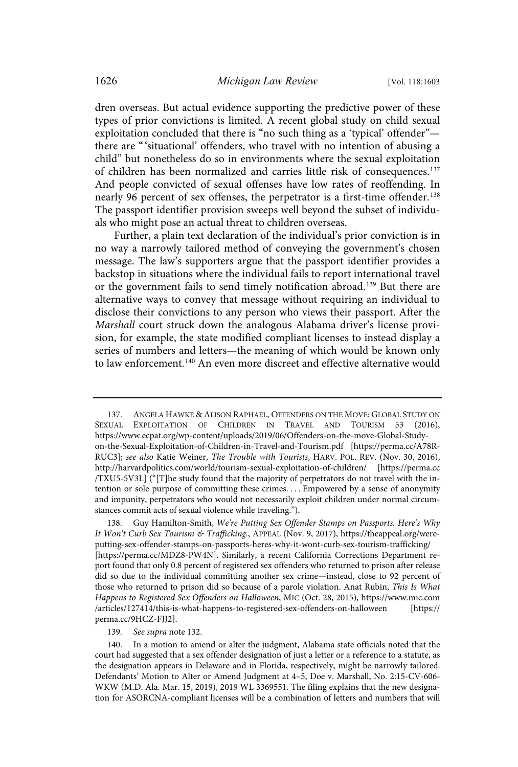dren overseas. But actual evidence supporting the predictive power of these types of prior convictions is limited. A recent global study on child sexual exploitation concluded that there is "no such thing as a 'typical' offender"—there are "'situational' offenders, who travel with no intention of abusing a child" but nonetheless do so in environments where the sexual exploitation of children has been normalized and carries little risk of consequences.[137] And people convicted of sexual offenses have low rates of reoffending. In nearly 96 percent of sex offenses, the perpetrator is a first-time offender.[138] The passport identifier provision sweeps well beyond the subset of individuals who might pose an actual threat to children overseas.

Further, a plain text declaration of the individual's prior conviction is in no way a narrowly tailored method of conveying the government's chosen message. The law's supporters argue that the passport identifier provides a backstop in situations where the individual fails to report international travel or the government fails to send timely notification abroad.[139] But there are alternative ways to convey that message without requiring an individual to disclose their convictions to any person who views their passport. After the *Marshall* court struck down the analogous Alabama driver's license provision, for example, the state modified compliant licenses to instead display a series of numbers and letters—the meaning of which would be known only to law enforcement.[140] An even more discreet and effective alternative would

---

137. ANGELA HAWKE & ALISON RAPHAEL, OFFENDERS ON THE MOVE: GLOBAL STUDY ON SEXUAL EXPLOITATION OF CHILDREN IN TRAVEL AND TOURISM 53 (2016), https://www.ecpat.org/wp-content/uploads/2019/06/Offenders-on-the-move-Global-Study-on-the-Sexual-Exploitation-of-Children-in-Travel-and-Tourism.pdf [https://perma.cc/A78R-RUC3]; *see also* Katie Weiner, *The Trouble with Tourists*, HARV. POL. REV. (Nov. 30, 2016), http://harvardpolitics.com/world/tourism-sexual-exploitation-of-children/ [https://perma.cc/TXU5-5V3L] ("[T]he study found that the majority of perpetrators do not travel with the intention or sole purpose of committing these crimes. . . . Empowered by a sense of anonymity and impunity, perpetrators who would not necessarily exploit children under normal circumstances commit acts of sexual violence while traveling.").

138. Guy Hamilton-Smith, *We're Putting Sex Offender Stamps on Passports. Here's Why It Won't Curb Sex Tourism & Trafficking.*, APPEAL (Nov. 9, 2017), https://theappeal.org/were-putting-sex-offender-stamps-on-passports-heres-why-it-wont-curb-sex-tourism-trafficking/ [https://perma.cc/MDZ8-PW4N]. Similarly, a recent California Corrections Department report found that only 0.8 percent of registered sex offenders who returned to prison after release did so due to the individual committing another sex crime—instead, close to 92 percent of those who returned to prison did so because of a parole violation. Anat Rubin, *This Is What Happens to Registered Sex Offenders on Halloween*, MIC (Oct. 28, 2015), https://www.mic.com/articles/127414/this-is-what-happens-to-registered-sex-offenders-on-halloween [https://perma.cc/9HCZ-FJJ2].

139. *See supra* note 132.

140. In a motion to amend or alter the judgment, Alabama state officials noted that the court had suggested that a sex offender designation of just a letter or a reference to a statute, as the designation appears in Delaware and in Florida, respectively, might be narrowly tailored. Defendants' Motion to Alter or Amend Judgment at 4–5, Doe v. Marshall, No. 2:15-CV-606-WKW (M.D. Ala. Mar. 15, 2019), 2019 WL 3369551. The filing explains that the new designation for ASORCNA-compliant licenses will be a combination of letters and numbers that will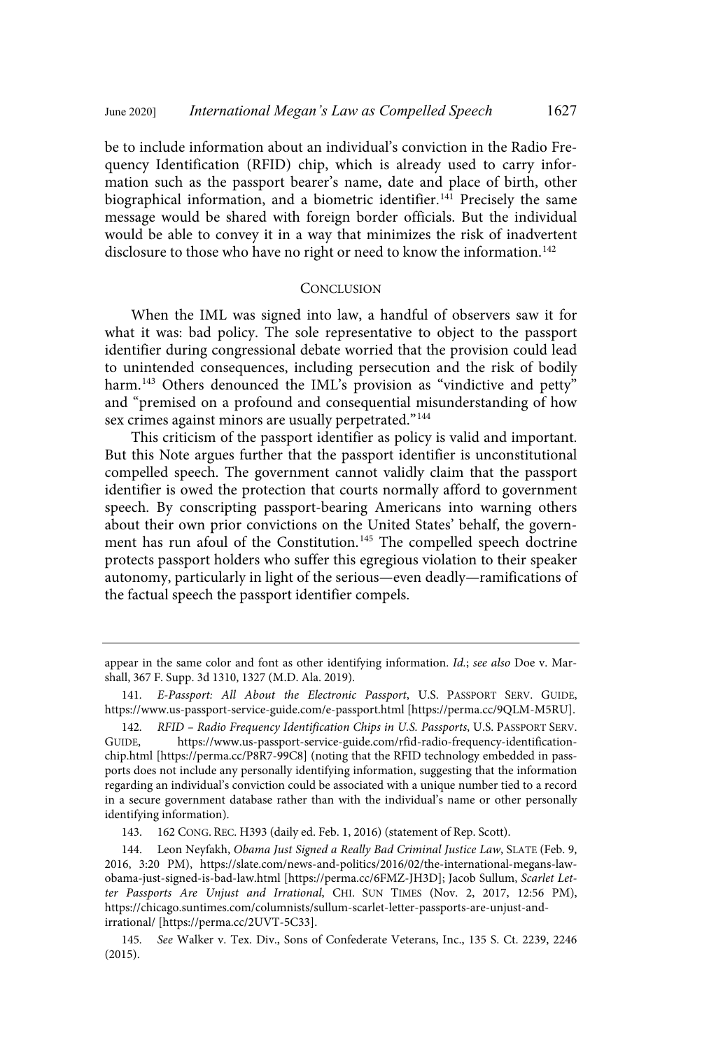be to include information about an individual's conviction in the Radio Frequency Identification (RFID) chip, which is already used to carry information such as the passport bearer's name, date and place of birth, other biographical information, and a biometric identifier.[141] Precisely the same message would be shared with foreign border officials. But the individual would be able to convey it in a way that minimizes the risk of inadvertent disclosure to those who have no right or need to know the information.[142]

## CONCLUSION

When the IML was signed into law, a handful of observers saw it for what it was: bad policy. The sole representative to object to the passport identifier during congressional debate worried that the provision could lead to unintended consequences, including persecution and the risk of bodily harm.[143] Others denounced the IML's provision as "vindictive and petty" and "premised on a profound and consequential misunderstanding of how sex crimes against minors are usually perpetrated."[144]

This criticism of the passport identifier as policy is valid and important. But this Note argues further that the passport identifier is unconstitutional compelled speech. The government cannot validly claim that the passport identifier is owed the protection that courts normally afford to government speech. By conscripting passport-bearing Americans into warning others about their own prior convictions on the United States' behalf, the government has run afoul of the Constitution.[145] The compelled speech doctrine protects passport holders who suffer this egregious violation to their speaker autonomy, particularly in light of the serious—even deadly—ramifications of the factual speech the passport identifier compels.

---

appear in the same color and font as other identifying information. *Id.*; *see also* Doe v. Marshall, 367 F. Supp. 3d 1310, 1327 (M.D. Ala. 2019).

141. *E-Passport: All About the Electronic Passport*, U.S. PASSPORT SERV. GUIDE, https://www.us-passport-service-guide.com/e-passport.html [https://perma.cc/9QLM-M5RU].

142. *RFID – Radio Frequency Identification Chips in U.S. Passports*, U.S. PASSPORT SERV. GUIDE, https://www.us-passport-service-guide.com/rfid-radio-frequency-identification-chip.html [https://perma.cc/P8R7-99C8] (noting that the RFID technology embedded in passports does not include any personally identifying information, suggesting that the information regarding an individual's conviction could be associated with a unique number tied to a record in a secure government database rather than with the individual's name or other personally identifying information).

143. 162 CONG. REC. H393 (daily ed. Feb. 1, 2016) (statement of Rep. Scott).

144. Leon Neyfakh, *Obama Just Signed a Really Bad Criminal Justice Law*, SLATE (Feb. 9, 2016, 3:20 PM), https://slate.com/news-and-politics/2016/02/the-international-megans-law-obama-just-signed-is-bad-law.html [https://perma.cc/6FMZ-JH3D]; Jacob Sullum, *Scarlet Letter Passports Are Unjust and Irrational*, CHI. SUN TIMES (Nov. 2, 2017, 12:56 PM), https://chicago.suntimes.com/columnists/sullum-scarlet-letter-passports-are-unjust-and-irrational/ [https://perma.cc/2UVT-5C33].

145. *See* Walker v. Tex. Div., Sons of Confederate Veterans, Inc., 135 S. Ct. 2239, 2246 (2015).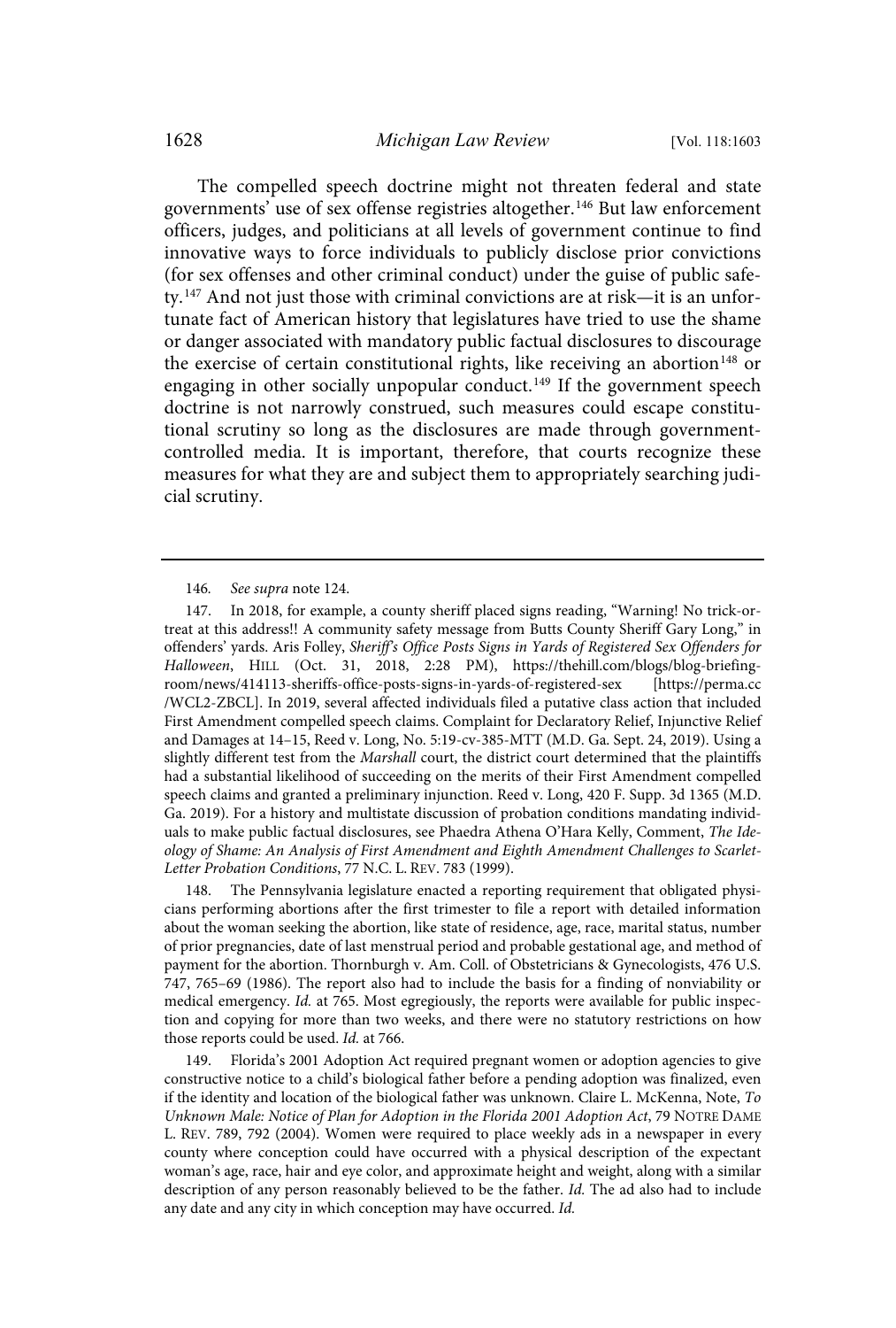The compelled speech doctrine might not threaten federal and state governments' use of sex offense registries altogether.[146] But law enforcement officers, judges, and politicians at all levels of government continue to find innovative ways to force individuals to publicly disclose prior convictions (for sex offenses and other criminal conduct) under the guise of public safety.[147] And not just those with criminal convictions are at risk—it is an unfortunate fact of American history that legislatures have tried to use the shame or danger associated with mandatory public factual disclosures to discourage the exercise of certain constitutional rights, like receiving an abortion[148] or engaging in other socially unpopular conduct.[149] If the government speech doctrine is not narrowly construed, such measures could escape constitutional scrutiny so long as the disclosures are made through government-controlled media. It is important, therefore, that courts recognize these measures for what they are and subject them to appropriately searching judicial scrutiny.

---

146. *See supra* note 124.

147. In 2018, for example, a county sheriff placed signs reading, "Warning! No trick-or-treat at this address!! A community safety message from Butts County Sheriff Gary Long," in offenders' yards. Aris Folley, *Sheriff's Office Posts Signs in Yards of Registered Sex Offenders for Halloween*, HILL (Oct. 31, 2018, 2:28 PM), https://thehill.com/blogs/blog-briefing-room/news/414113-sheriffs-office-posts-signs-in-yards-of-registered-sex [https://perma.cc/WCL2-ZBCL]. In 2019, several affected individuals filed a putative class action that included First Amendment compelled speech claims. Complaint for Declaratory Relief, Injunctive Relief and Damages at 14–15, Reed v. Long, No. 5:19-cv-385-MTT (M.D. Ga. Sept. 24, 2019). Using a slightly different test from the *Marshall* court, the district court determined that the plaintiffs had a substantial likelihood of succeeding on the merits of their First Amendment compelled speech claims and granted a preliminary injunction. Reed v. Long, 420 F. Supp. 3d 1365 (M.D. Ga. 2019). For a history and multistate discussion of probation conditions mandating individuals to make public factual disclosures, see Phaedra Athena O'Hara Kelly, Comment, *The Ideology of Shame: An Analysis of First Amendment and Eighth Amendment Challenges to Scarlet-Letter Probation Conditions*, 77 N.C. L. REV. 783 (1999).

148. The Pennsylvania legislature enacted a reporting requirement that obligated physicians performing abortions after the first trimester to file a report with detailed information about the woman seeking the abortion, like state of residence, age, race, marital status, number of prior pregnancies, date of last menstrual period and probable gestational age, and method of payment for the abortion. Thornburgh v. Am. Coll. of Obstetricians & Gynecologists, 476 U.S. 747, 765–69 (1986). The report also had to include the basis for a finding of nonviability or medical emergency. *Id.* at 765. Most egregiously, the reports were available for public inspection and copying for more than two weeks, and there were no statutory restrictions on how those reports could be used. *Id.* at 766.

149. Florida's 2001 Adoption Act required pregnant women or adoption agencies to give constructive notice to a child's biological father before a pending adoption was finalized, even if the identity and location of the biological father was unknown. Claire L. McKenna, Note, *To Unknown Male: Notice of Plan for Adoption in the Florida 2001 Adoption Act*, 79 NOTRE DAME L. REV. 789, 792 (2004). Women were required to place weekly ads in a newspaper in every county where conception could have occurred with a physical description of the expectant woman's age, race, hair and eye color, and approximate height and weight, along with a similar description of any person reasonably believed to be the father. *Id.* The ad also had to include any date and any city in which conception may have occurred. *Id.*